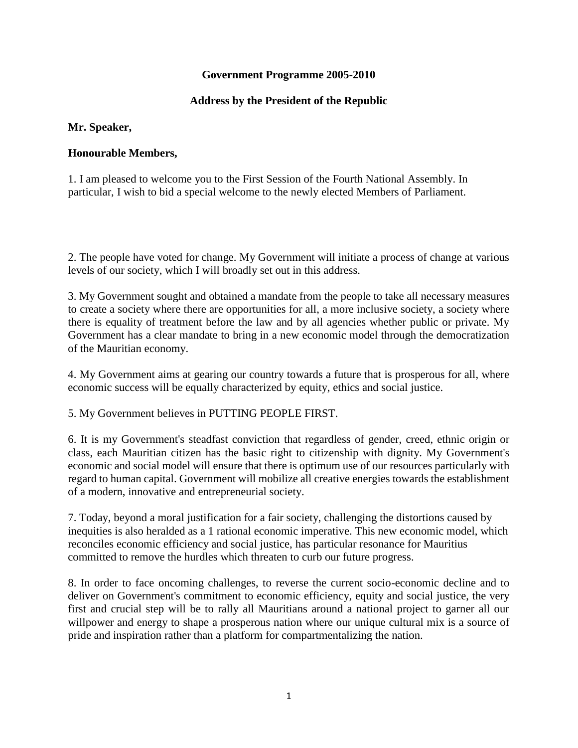**Government Programme 2005-2010**

**Address by the President of the Republic**

**Mr. Speaker,**

**Honourable Members,**

1. I am pleased to welcome you to the First Session of the Fourth National Assembly. In particular, I wish to bid a special welcome to the newly elected Members of Parliament.

2. The people have voted for change. My Government will initiate a process of change at various levels of our society, which I will broadly set out in this address.

3. My Government sought and obtained a mandate from the people to take all necessary measures to create a society where there are opportunities for all, a more inclusive society, a society where there is equality of treatment before the law and by all agencies whether public or private. My Government has a clear mandate to bring in a new economic model through the democratization of the Mauritian economy.

4. My Government aims at gearing our country towards a future that is prosperous for all, where economic success will be equally characterized by equity, ethics and social justice.

5. My Government believes in PUTTING PEOPLE FIRST.

6. It is my Government's steadfast conviction that regardless of gender, creed, ethnic origin or class, each Mauritian citizen has the basic right to citizenship with dignity. My Government's economic and social model will ensure that there is optimum use of our resources particularly with regard to human capital. Government will mobilize all creative energies towards the establishment of a modern, innovative and entrepreneurial society.

7. Today, beyond a moral justification for a fair society, challenging the distortions caused by inequities is also heralded as a 1 rational economic imperative. This new economic model, which reconciles economic efficiency and social justice, has particular resonance for Mauritius committed to remove the hurdles which threaten to curb our future progress.

8. In order to face oncoming challenges, to reverse the current socio-economic decline and to deliver on Government's commitment to economic efficiency, equity and social justice, the very first and crucial step will be to rally all Mauritians around a national project to garner all our willpower and energy to shape a prosperous nation where our unique cultural mix is a source of pride and inspiration rather than a platform for compartmentalizing the nation.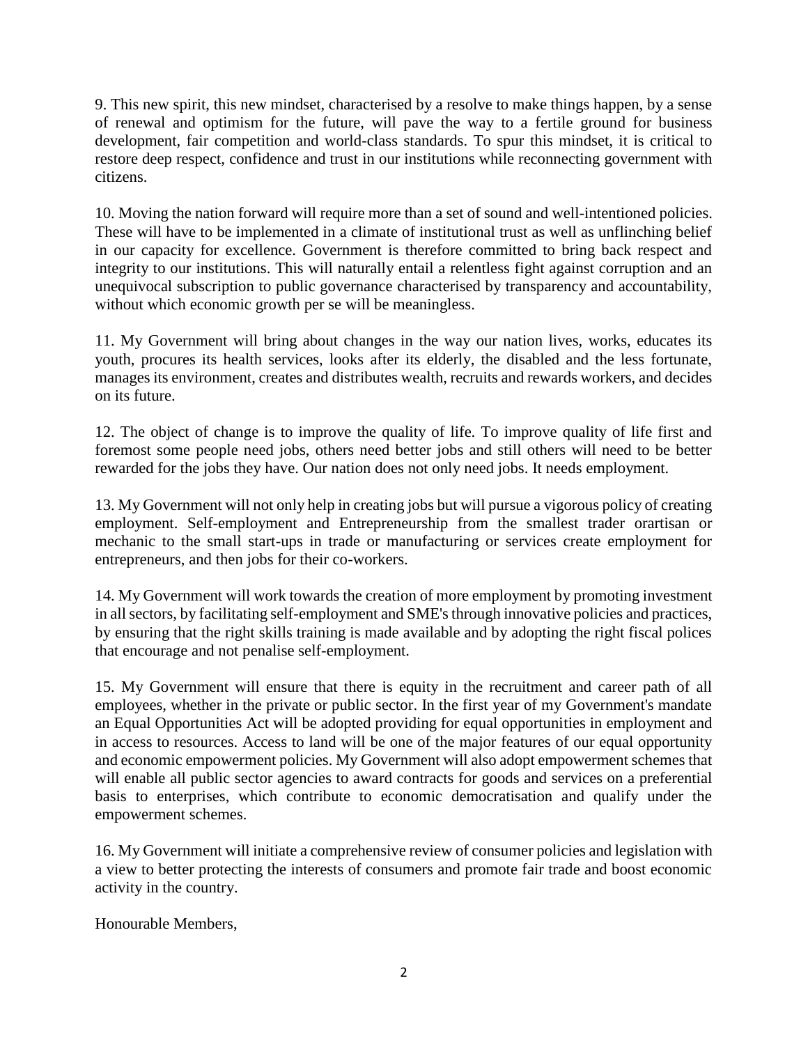9. This new spirit, this new mindset, characterised by a resolve to make things happen, by a sense of renewal and optimism for the future, will pave the way to a fertile ground for business development, fair competition and world-class standards. To spur this mindset, it is critical to restore deep respect, confidence and trust in our institutions while reconnecting government with citizens.

10. Moving the nation forward will require more than a set of sound and well-intentioned policies. These will have to be implemented in a climate of institutional trust as well as unflinching belief in our capacity for excellence. Government is therefore committed to bring back respect and integrity to our institutions. This will naturally entail a relentless fight against corruption and an unequivocal subscription to public governance characterised by transparency and accountability, without which economic growth per se will be meaningless.

11. My Government will bring about changes in the way our nation lives, works, educates its youth, procures its health services, looks after its elderly, the disabled and the less fortunate, manages its environment, creates and distributes wealth, recruits and rewards workers, and decides on its future.

12. The object of change is to improve the quality of life. To improve quality of life first and foremost some people need jobs, others need better jobs and still others will need to be better rewarded for the jobs they have. Our nation does not only need jobs. It needs employment.

13. My Government will not only help in creating jobs but will pursue a vigorous policy of creating employment. Self-employment and Entrepreneurship from the smallest trader orartisan or mechanic to the small start-ups in trade or manufacturing or services create employment for entrepreneurs, and then jobs for their co-workers.

14. My Government will work towards the creation of more employment by promoting investment in all sectors, by facilitating self-employment and SME's through innovative policies and practices, by ensuring that the right skills training is made available and by adopting the right fiscal polices that encourage and not penalise self-employment.

15. My Government will ensure that there is equity in the recruitment and career path of all employees, whether in the private or public sector. In the first year of my Government's mandate an Equal Opportunities Act will be adopted providing for equal opportunities in employment and in access to resources. Access to land will be one of the major features of our equal opportunity and economic empowerment policies. My Government will also adopt empowerment schemes that will enable all public sector agencies to award contracts for goods and services on a preferential basis to enterprises, which contribute to economic democratisation and qualify under the empowerment schemes.

16. My Government will initiate a comprehensive review of consumer policies and legislation with a view to better protecting the interests of consumers and promote fair trade and boost economic activity in the country.

Honourable Members,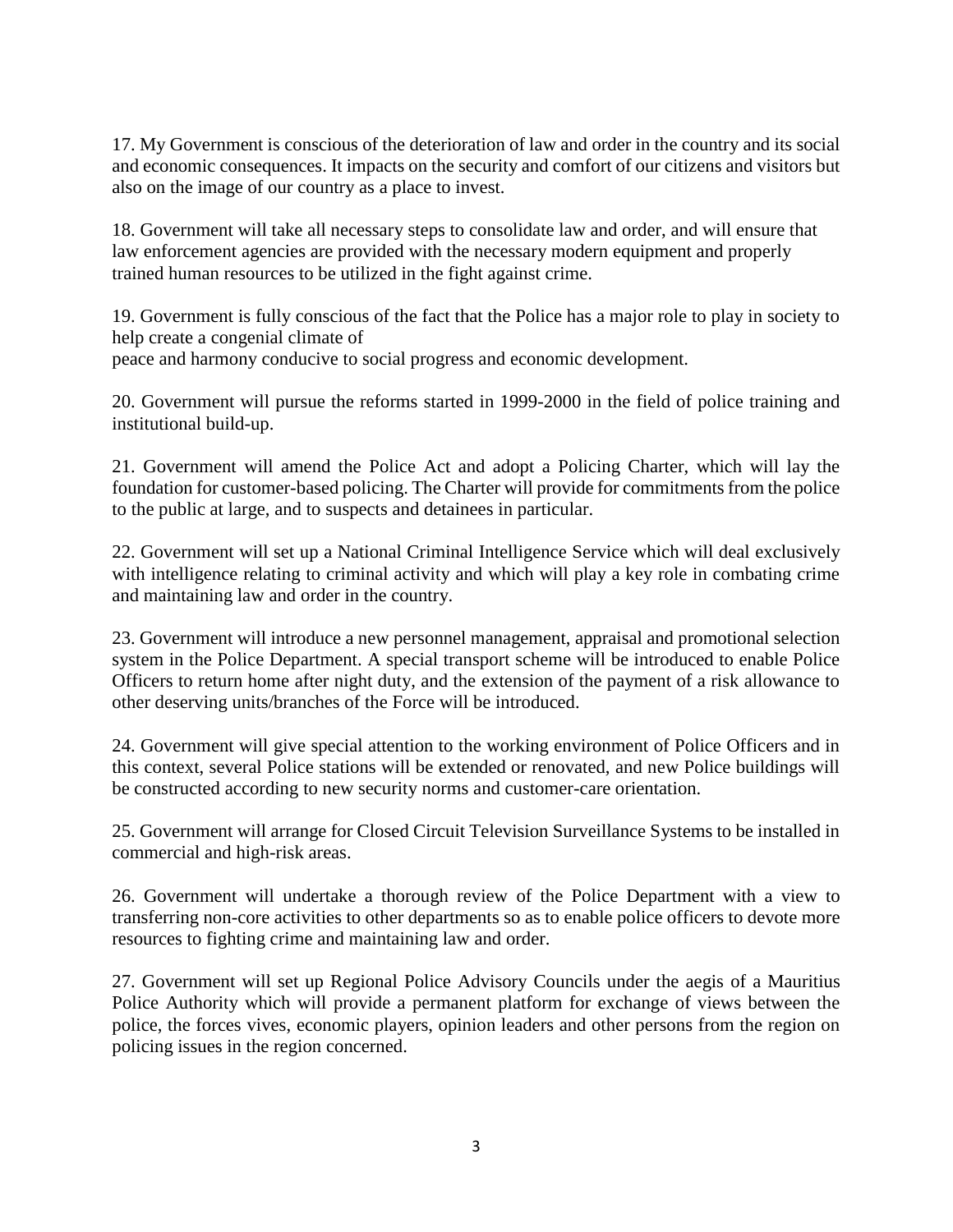17. My Government is conscious of the deterioration of law and order in the country and its social and economic consequences. It impacts on the security and comfort of our citizens and visitors but also on the image of our country as a place to invest.

18. Government will take all necessary steps to consolidate law and order, and will ensure that law enforcement agencies are provided with the necessary modern equipment and properly trained human resources to be utilized in the fight against crime.

19. Government is fully conscious of the fact that the Police has a major role to play in society to help create a congenial climate of peace and harmony conducive to social progress and economic development.

20. Government will pursue the reforms started in 1999-2000 in the field of police training and institutional build-up.

21. Government will amend the Police Act and adopt a Policing Charter, which will lay the foundation for customer-based policing. The Charter will provide for commitments from the police to the public at large, and to suspects and detainees in particular.

22. Government will set up a National Criminal Intelligence Service which will deal exclusively with intelligence relating to criminal activity and which will play a key role in combating crime and maintaining law and order in the country.

23. Government will introduce a new personnel management, appraisal and promotional selection system in the Police Department. A special transport scheme will be introduced to enable Police Officers to return home after night duty, and the extension of the payment of a risk allowance to other deserving units/branches of the Force will be introduced.

24. Government will give special attention to the working environment of Police Officers and in this context, several Police stations will be extended or renovated, and new Police buildings will be constructed according to new security norms and customer-care orientation.

25. Government will arrange for Closed Circuit Television Surveillance Systems to be installed in commercial and high-risk areas.

26. Government will undertake a thorough review of the Police Department with a view to transferring non-core activities to other departments so as to enable police officers to devote more resources to fighting crime and maintaining law and order.

27. Government will set up Regional Police Advisory Councils under the aegis of a Mauritius Police Authority which will provide a permanent platform for exchange of views between the police, the forces vives, economic players, opinion leaders and other persons from the region on policing issues in the region concerned.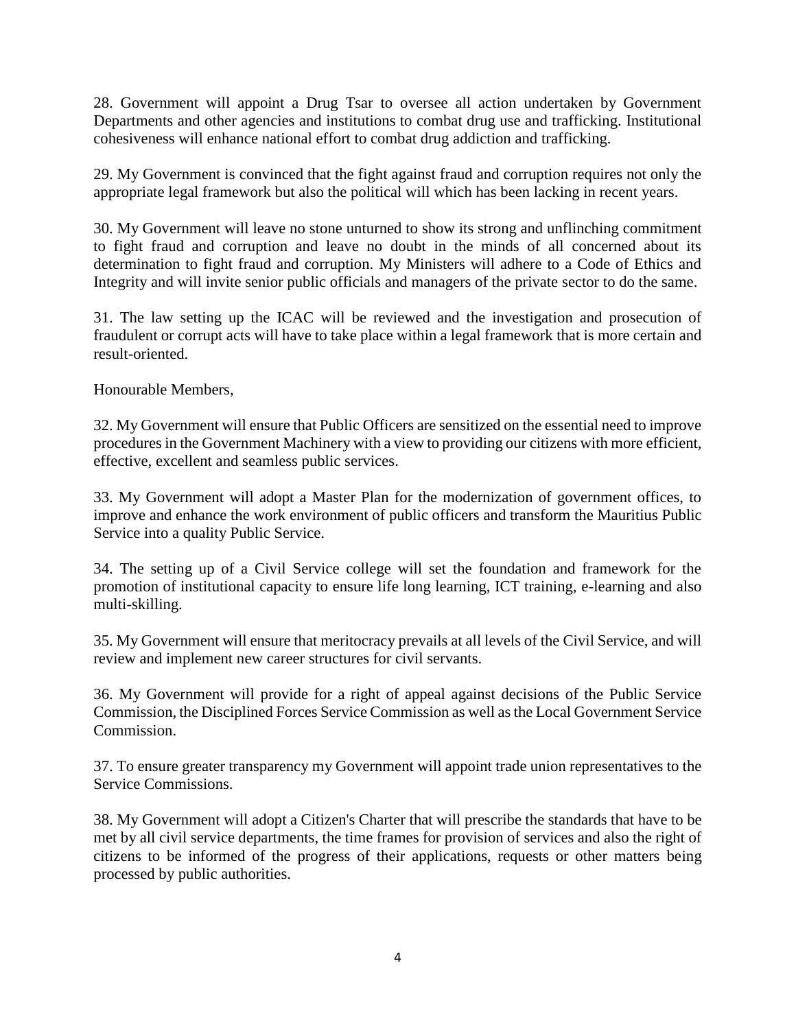28. Government will appoint a Drug Tsar to oversee all action undertaken by Government Departments and other agencies and institutions to combat drug use and trafficking. Institutional cohesiveness will enhance national effort to combat drug addiction and trafficking.

29. My Government is convinced that the fight against fraud and corruption requires not only the appropriate legal framework but also the political will which has been lacking in recent years.

30. My Government will leave no stone unturned to show its strong and unflinching commitment to fight fraud and corruption and leave no doubt in the minds of all concerned about its determination to fight fraud and corruption. My Ministers will adhere to a Code of Ethics and Integrity and will invite senior public officials and managers of the private sector to do the same.

31. The law setting up the ICAC will be reviewed and the investigation and prosecution of fraudulent or corrupt acts will have to take place within a legal framework that is more certain and result-oriented.

Honourable Members,

32. My Government will ensure that Public Officers are sensitized on the essential need to improve procedures in the Government Machinery with a view to providing our citizens with more efficient, effective, excellent and seamless public services.

33. My Government will adopt a Master Plan for the modernization of government offices, to improve and enhance the work environment of public officers and transform the Mauritius Public Service into a quality Public Service.

34. The setting up of a Civil Service college will set the foundation and framework for the promotion of institutional capacity to ensure life long learning, ICT training, e-learning and also multi-skilling.

35. My Government will ensure that meritocracy prevails at all levels of the Civil Service, and will review and implement new career structures for civil servants.

36. My Government will provide for a right of appeal against decisions of the Public Service Commission, the Disciplined Forces Service Commission as well as the Local Government Service Commission.

37. To ensure greater transparency my Government will appoint trade union representatives to the Service Commissions.

38. My Government will adopt a Citizen's Charter that will prescribe the standards that have to be met by all civil service departments, the time frames for provision of services and also the right of citizens to be informed of the progress of their applications, requests or other matters being processed by public authorities.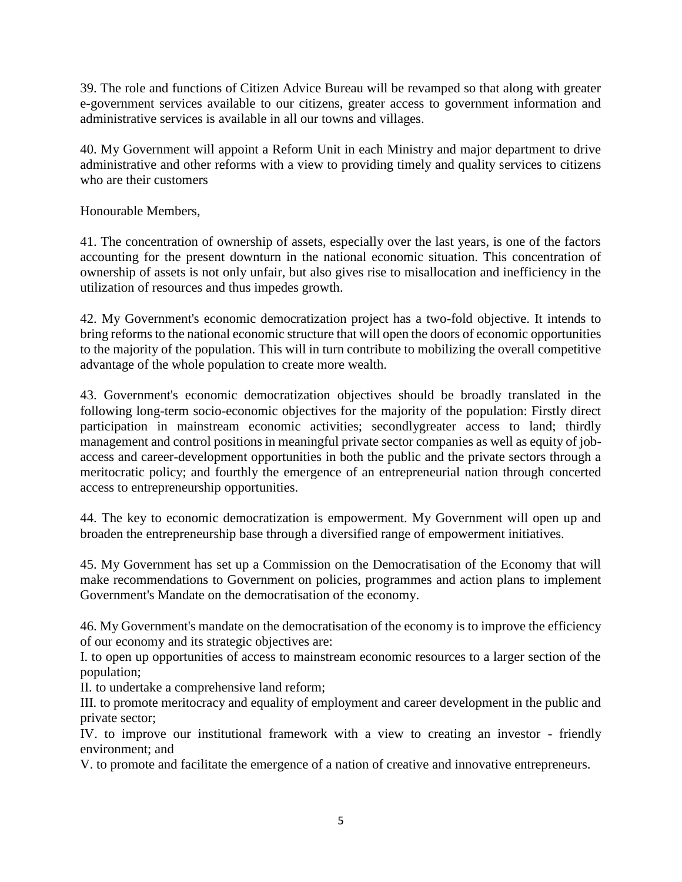39. The role and functions of Citizen Advice Bureau will be revamped so that along with greater e-government services available to our citizens, greater access to government information and administrative services is available in all our towns and villages.

40. My Government will appoint a Reform Unit in each Ministry and major department to drive administrative and other reforms with a view to providing timely and quality services to citizens who are their customers

Honourable Members,

41. The concentration of ownership of assets, especially over the last years, is one of the factors accounting for the present downturn in the national economic situation. This concentration of ownership of assets is not only unfair, but also gives rise to misallocation and inefficiency in the utilization of resources and thus impedes growth.

42. My Government's economic democratization project has a two-fold objective. It intends to bring reforms to the national economic structure that will open the doors of economic opportunities to the majority of the population. This will in turn contribute to mobilizing the overall competitive advantage of the whole population to create more wealth.

43. Government's economic democratization objectives should be broadly translated in the following long-term socio-economic objectives for the majority of the population: Firstly direct participation in mainstream economic activities; secondlygreater access to land; thirdly management and control positions in meaningful private sector companies as well as equity of job-access and career-development opportunities in both the public and the private sectors through a meritocratic policy; and fourthly the emergence of an entrepreneurial nation through concerted access to entrepreneurship opportunities.

44. The key to economic democratization is empowerment. My Government will open up and broaden the entrepreneurship base through a diversified range of empowerment initiatives.

45. My Government has set up a Commission on the Democratisation of the Economy that will make recommendations to Government on policies, programmes and action plans to implement Government's Mandate on the democratisation of the economy.

46. My Government's mandate on the democratisation of the economy is to improve the efficiency of our economy and its strategic objectives are:

I. to open up opportunities of access to mainstream economic resources to a larger section of the population;

II. to undertake a comprehensive land reform;

III. to promote meritocracy and equality of employment and career development in the public and private sector;

IV. to improve our institutional framework with a view to creating an investor - friendly environment; and

V. to promote and facilitate the emergence of a nation of creative and innovative entrepreneurs.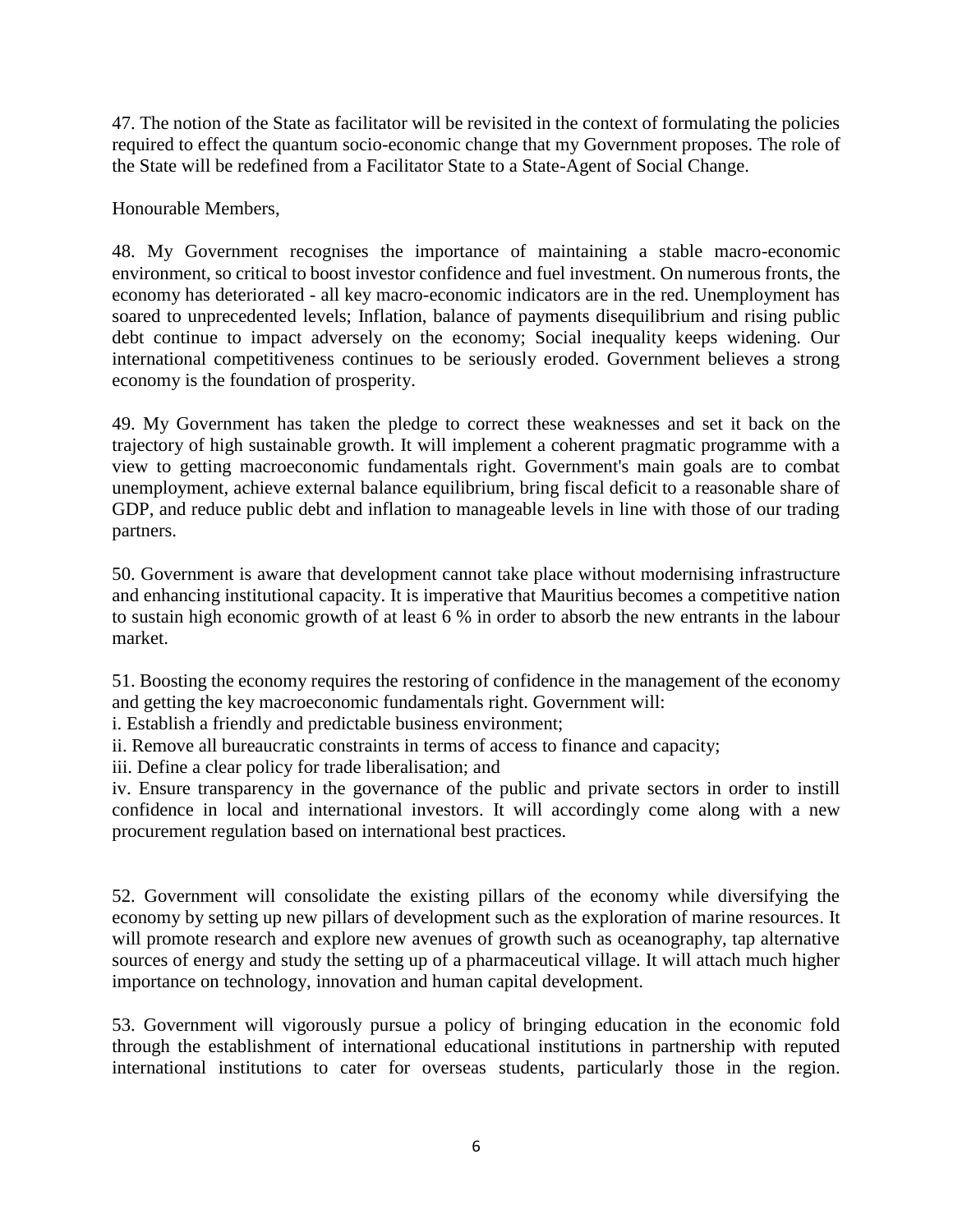47. The notion of the State as facilitator will be revisited in the context of formulating the policies required to effect the quantum socio-economic change that my Government proposes. The role of the State will be redefined from a Facilitator State to a State-Agent of Social Change.

Honourable Members,

48. My Government recognises the importance of maintaining a stable macro-economic environment, so critical to boost investor confidence and fuel investment. On numerous fronts, the economy has deteriorated - all key macro-economic indicators are in the red. Unemployment has soared to unprecedented levels; Inflation, balance of payments disequilibrium and rising public debt continue to impact adversely on the economy; Social inequality keeps widening. Our international competitiveness continues to be seriously eroded. Government believes a strong economy is the foundation of prosperity.

49. My Government has taken the pledge to correct these weaknesses and set it back on the trajectory of high sustainable growth. It will implement a coherent pragmatic programme with a view to getting macroeconomic fundamentals right. Government's main goals are to combat unemployment, achieve external balance equilibrium, bring fiscal deficit to a reasonable share of GDP, and reduce public debt and inflation to manageable levels in line with those of our trading partners.

50. Government is aware that development cannot take place without modernising infrastructure and enhancing institutional capacity. It is imperative that Mauritius becomes a competitive nation to sustain high economic growth of at least 6 % in order to absorb the new entrants in the labour market.

51. Boosting the economy requires the restoring of confidence in the management of the economy and getting the key macroeconomic fundamentals right. Government will:

i. Establish a friendly and predictable business environment;
ii. Remove all bureaucratic constraints in terms of access to finance and capacity;
iii. Define a clear policy for trade liberalisation; and
iv. Ensure transparency in the governance of the public and private sectors in order to instill confidence in local and international investors. It will accordingly come along with a new procurement regulation based on international best practices.

52. Government will consolidate the existing pillars of the economy while diversifying the economy by setting up new pillars of development such as the exploration of marine resources. It will promote research and explore new avenues of growth such as oceanography, tap alternative sources of energy and study the setting up of a pharmaceutical village. It will attach much higher importance on technology, innovation and human capital development.

53. Government will vigorously pursue a policy of bringing education in the economic fold through the establishment of international educational institutions in partnership with reputed international institutions to cater for overseas students, particularly those in the region.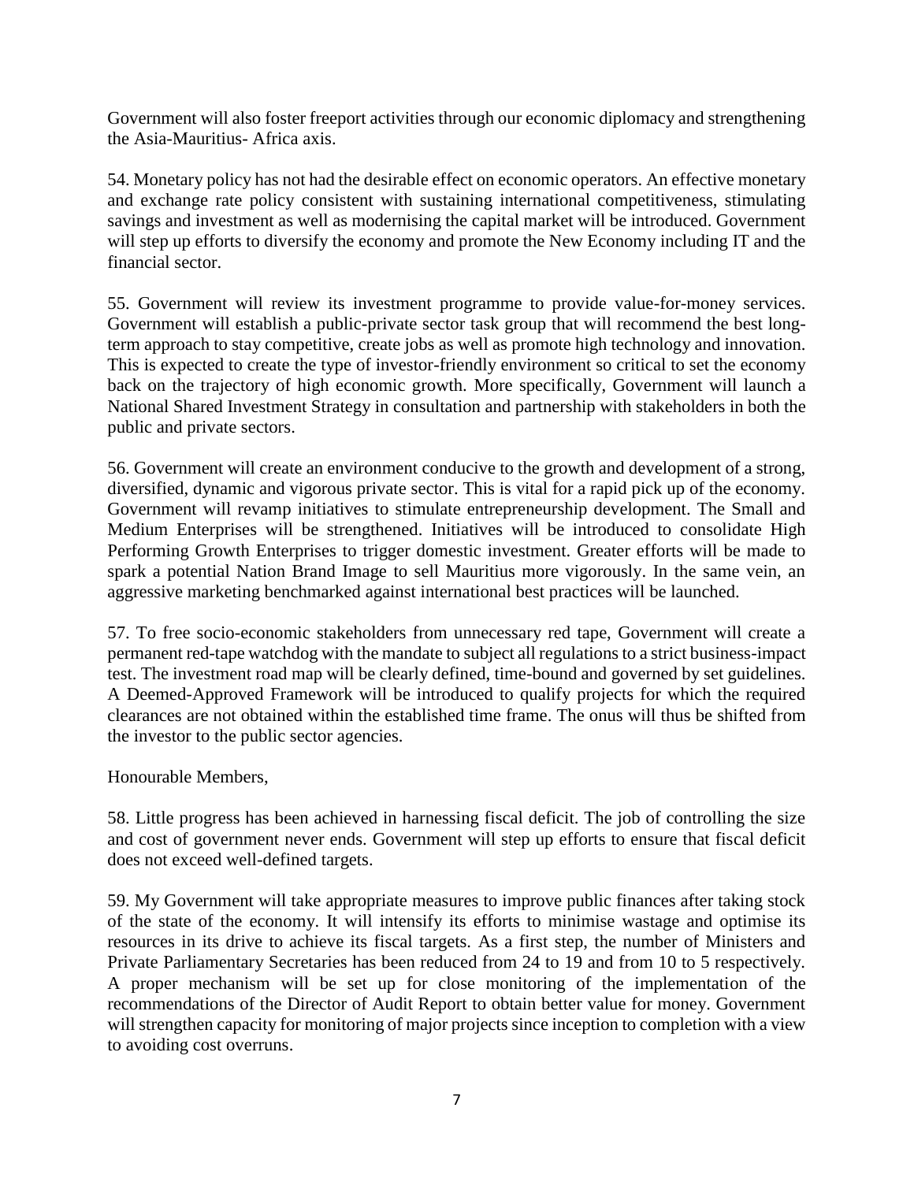Government will also foster freeport activities through our economic diplomacy and strengthening the Asia-Mauritius- Africa axis.

54. Monetary policy has not had the desirable effect on economic operators. An effective monetary and exchange rate policy consistent with sustaining international competitiveness, stimulating savings and investment as well as modernising the capital market will be introduced. Government will step up efforts to diversify the economy and promote the New Economy including IT and the financial sector.

55. Government will review its investment programme to provide value-for-money services. Government will establish a public-private sector task group that will recommend the best long-term approach to stay competitive, create jobs as well as promote high technology and innovation. This is expected to create the type of investor-friendly environment so critical to set the economy back on the trajectory of high economic growth. More specifically, Government will launch a National Shared Investment Strategy in consultation and partnership with stakeholders in both the public and private sectors.

56. Government will create an environment conducive to the growth and development of a strong, diversified, dynamic and vigorous private sector. This is vital for a rapid pick up of the economy. Government will revamp initiatives to stimulate entrepreneurship development. The Small and Medium Enterprises will be strengthened. Initiatives will be introduced to consolidate High Performing Growth Enterprises to trigger domestic investment. Greater efforts will be made to spark a potential Nation Brand Image to sell Mauritius more vigorously. In the same vein, an aggressive marketing benchmarked against international best practices will be launched.

57. To free socio-economic stakeholders from unnecessary red tape, Government will create a permanent red-tape watchdog with the mandate to subject all regulations to a strict business-impact test. The investment road map will be clearly defined, time-bound and governed by set guidelines. A Deemed-Approved Framework will be introduced to qualify projects for which the required clearances are not obtained within the established time frame. The onus will thus be shifted from the investor to the public sector agencies.

Honourable Members,

58. Little progress has been achieved in harnessing fiscal deficit. The job of controlling the size and cost of government never ends. Government will step up efforts to ensure that fiscal deficit does not exceed well-defined targets.

59. My Government will take appropriate measures to improve public finances after taking stock of the state of the economy. It will intensify its efforts to minimise wastage and optimise its resources in its drive to achieve its fiscal targets. As a first step, the number of Ministers and Private Parliamentary Secretaries has been reduced from 24 to 19 and from 10 to 5 respectively. A proper mechanism will be set up for close monitoring of the implementation of the recommendations of the Director of Audit Report to obtain better value for money. Government will strengthen capacity for monitoring of major projects since inception to completion with a view to avoiding cost overruns.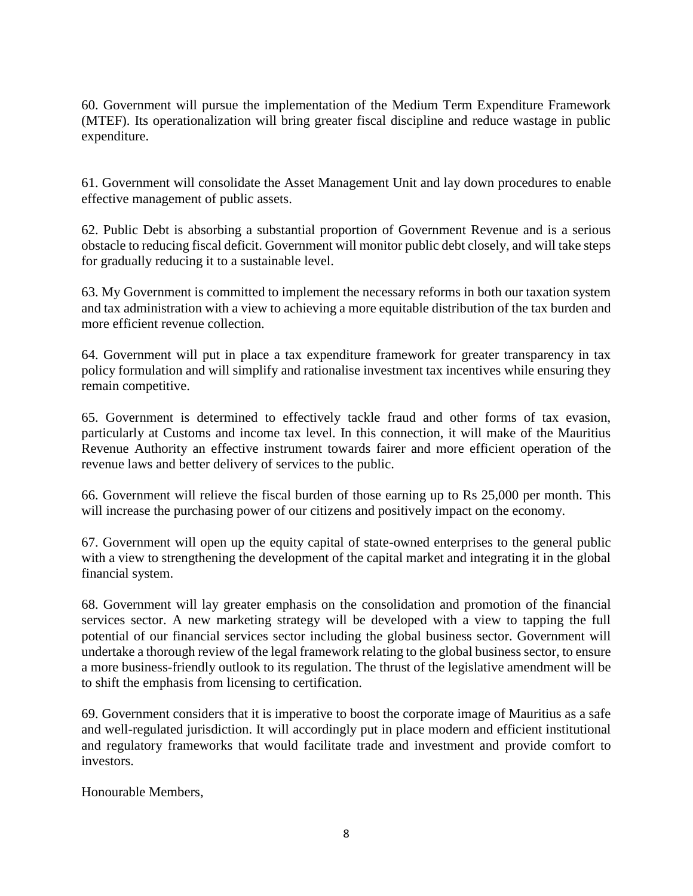60. Government will pursue the implementation of the Medium Term Expenditure Framework (MTEF). Its operationalization will bring greater fiscal discipline and reduce wastage in public expenditure.

61. Government will consolidate the Asset Management Unit and lay down procedures to enable effective management of public assets.

62. Public Debt is absorbing a substantial proportion of Government Revenue and is a serious obstacle to reducing fiscal deficit. Government will monitor public debt closely, and will take steps for gradually reducing it to a sustainable level.

63. My Government is committed to implement the necessary reforms in both our taxation system and tax administration with a view to achieving a more equitable distribution of the tax burden and more efficient revenue collection.

64. Government will put in place a tax expenditure framework for greater transparency in tax policy formulation and will simplify and rationalise investment tax incentives while ensuring they remain competitive.

65. Government is determined to effectively tackle fraud and other forms of tax evasion, particularly at Customs and income tax level. In this connection, it will make of the Mauritius Revenue Authority an effective instrument towards fairer and more efficient operation of the revenue laws and better delivery of services to the public.

66. Government will relieve the fiscal burden of those earning up to Rs 25,000 per month. This will increase the purchasing power of our citizens and positively impact on the economy.

67. Government will open up the equity capital of state-owned enterprises to the general public with a view to strengthening the development of the capital market and integrating it in the global financial system.

68. Government will lay greater emphasis on the consolidation and promotion of the financial services sector. A new marketing strategy will be developed with a view to tapping the full potential of our financial services sector including the global business sector. Government will undertake a thorough review of the legal framework relating to the global business sector, to ensure a more business-friendly outlook to its regulation. The thrust of the legislative amendment will be to shift the emphasis from licensing to certification.

69. Government considers that it is imperative to boost the corporate image of Mauritius as a safe and well-regulated jurisdiction. It will accordingly put in place modern and efficient institutional and regulatory frameworks that would facilitate trade and investment and provide comfort to investors.

Honourable Members,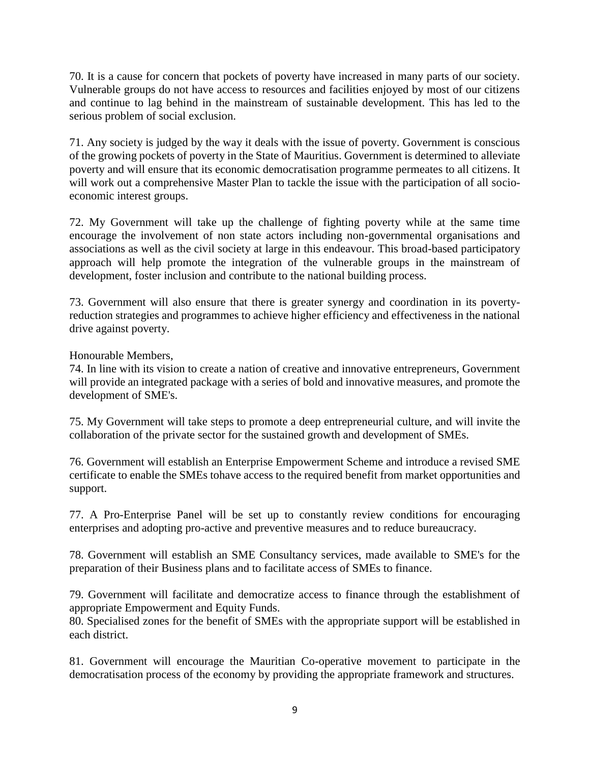70. It is a cause for concern that pockets of poverty have increased in many parts of our society. Vulnerable groups do not have access to resources and facilities enjoyed by most of our citizens and continue to lag behind in the mainstream of sustainable development. This has led to the serious problem of social exclusion.

71. Any society is judged by the way it deals with the issue of poverty. Government is conscious of the growing pockets of poverty in the State of Mauritius. Government is determined to alleviate poverty and will ensure that its economic democratisation programme permeates to all citizens. It will work out a comprehensive Master Plan to tackle the issue with the participation of all socio-economic interest groups.

72. My Government will take up the challenge of fighting poverty while at the same time encourage the involvement of non state actors including non-governmental organisations and associations as well as the civil society at large in this endeavour. This broad-based participatory approach will help promote the integration of the vulnerable groups in the mainstream of development, foster inclusion and contribute to the national building process.

73. Government will also ensure that there is greater synergy and coordination in its poverty-reduction strategies and programmes to achieve higher efficiency and effectiveness in the national drive against poverty.

Honourable Members,

74. In line with its vision to create a nation of creative and innovative entrepreneurs, Government will provide an integrated package with a series of bold and innovative measures, and promote the development of SME's.

75. My Government will take steps to promote a deep entrepreneurial culture, and will invite the collaboration of the private sector for the sustained growth and development of SMEs.

76. Government will establish an Enterprise Empowerment Scheme and introduce a revised SME certificate to enable the SMEs tohave access to the required benefit from market opportunities and support.

77. A Pro-Enterprise Panel will be set up to constantly review conditions for encouraging enterprises and adopting pro-active and preventive measures and to reduce bureaucracy.

78. Government will establish an SME Consultancy services, made available to SME's for the preparation of their Business plans and to facilitate access of SMEs to finance.

79. Government will facilitate and democratize access to finance through the establishment of appropriate Empowerment and Equity Funds.

80. Specialised zones for the benefit of SMEs with the appropriate support will be established in each district.

81. Government will encourage the Mauritian Co-operative movement to participate in the democratisation process of the economy by providing the appropriate framework and structures.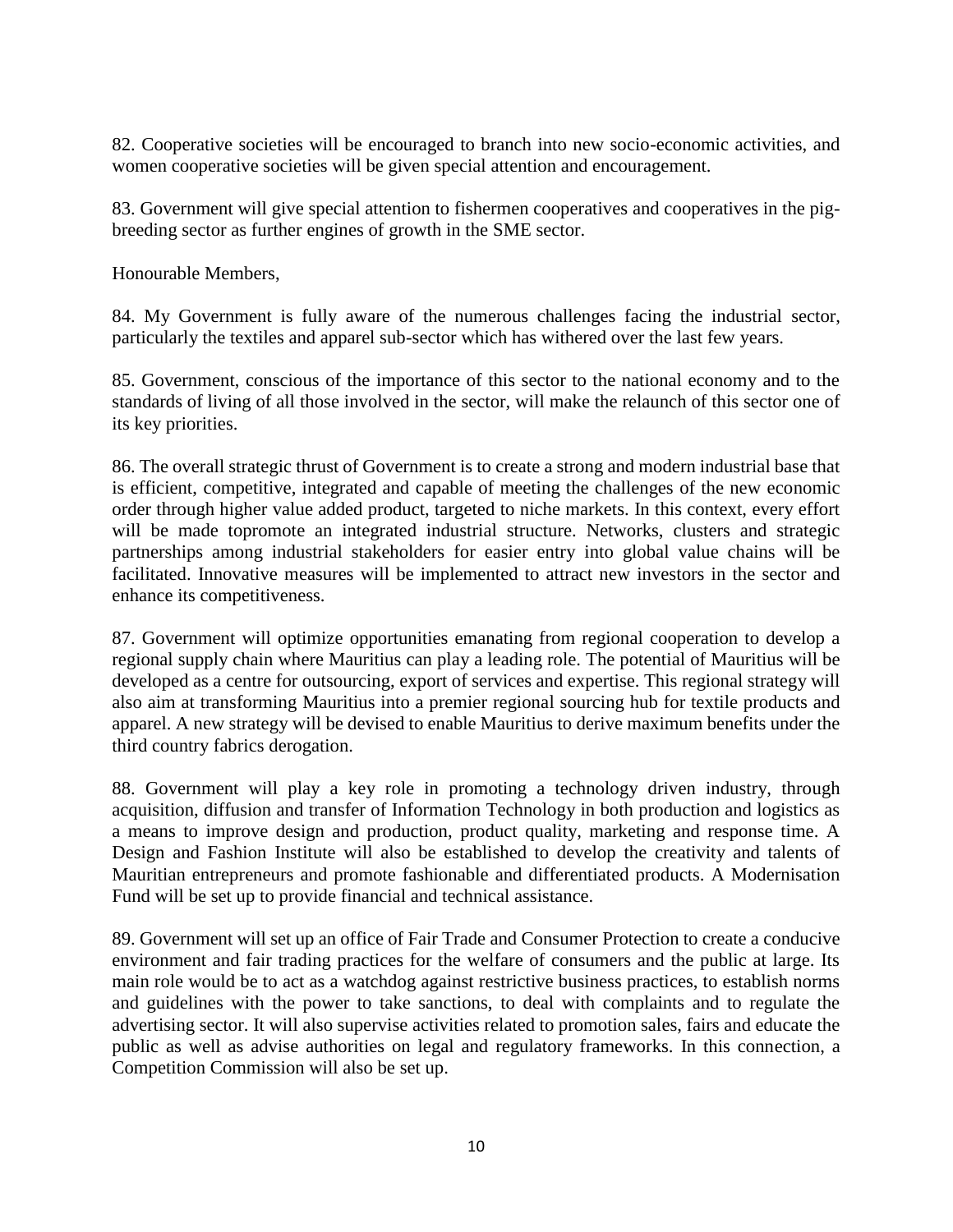82. Cooperative societies will be encouraged to branch into new socio-economic activities, and women cooperative societies will be given special attention and encouragement.

83. Government will give special attention to fishermen cooperatives and cooperatives in the pig-breeding sector as further engines of growth in the SME sector.

Honourable Members,

84. My Government is fully aware of the numerous challenges facing the industrial sector, particularly the textiles and apparel sub-sector which has withered over the last few years.

85. Government, conscious of the importance of this sector to the national economy and to the standards of living of all those involved in the sector, will make the relaunch of this sector one of its key priorities.

86. The overall strategic thrust of Government is to create a strong and modern industrial base that is efficient, competitive, integrated and capable of meeting the challenges of the new economic order through higher value added product, targeted to niche markets. In this context, every effort will be made topromote an integrated industrial structure. Networks, clusters and strategic partnerships among industrial stakeholders for easier entry into global value chains will be facilitated. Innovative measures will be implemented to attract new investors in the sector and enhance its competitiveness.

87. Government will optimize opportunities emanating from regional cooperation to develop a regional supply chain where Mauritius can play a leading role. The potential of Mauritius will be developed as a centre for outsourcing, export of services and expertise. This regional strategy will also aim at transforming Mauritius into a premier regional sourcing hub for textile products and apparel. A new strategy will be devised to enable Mauritius to derive maximum benefits under the third country fabrics derogation.

88. Government will play a key role in promoting a technology driven industry, through acquisition, diffusion and transfer of Information Technology in both production and logistics as a means to improve design and production, product quality, marketing and response time. A Design and Fashion Institute will also be established to develop the creativity and talents of Mauritian entrepreneurs and promote fashionable and differentiated products. A Modernisation Fund will be set up to provide financial and technical assistance.

89. Government will set up an office of Fair Trade and Consumer Protection to create a conducive environment and fair trading practices for the welfare of consumers and the public at large. Its main role would be to act as a watchdog against restrictive business practices, to establish norms and guidelines with the power to take sanctions, to deal with complaints and to regulate the advertising sector. It will also supervise activities related to promotion sales, fairs and educate the public as well as advise authorities on legal and regulatory frameworks. In this connection, a Competition Commission will also be set up.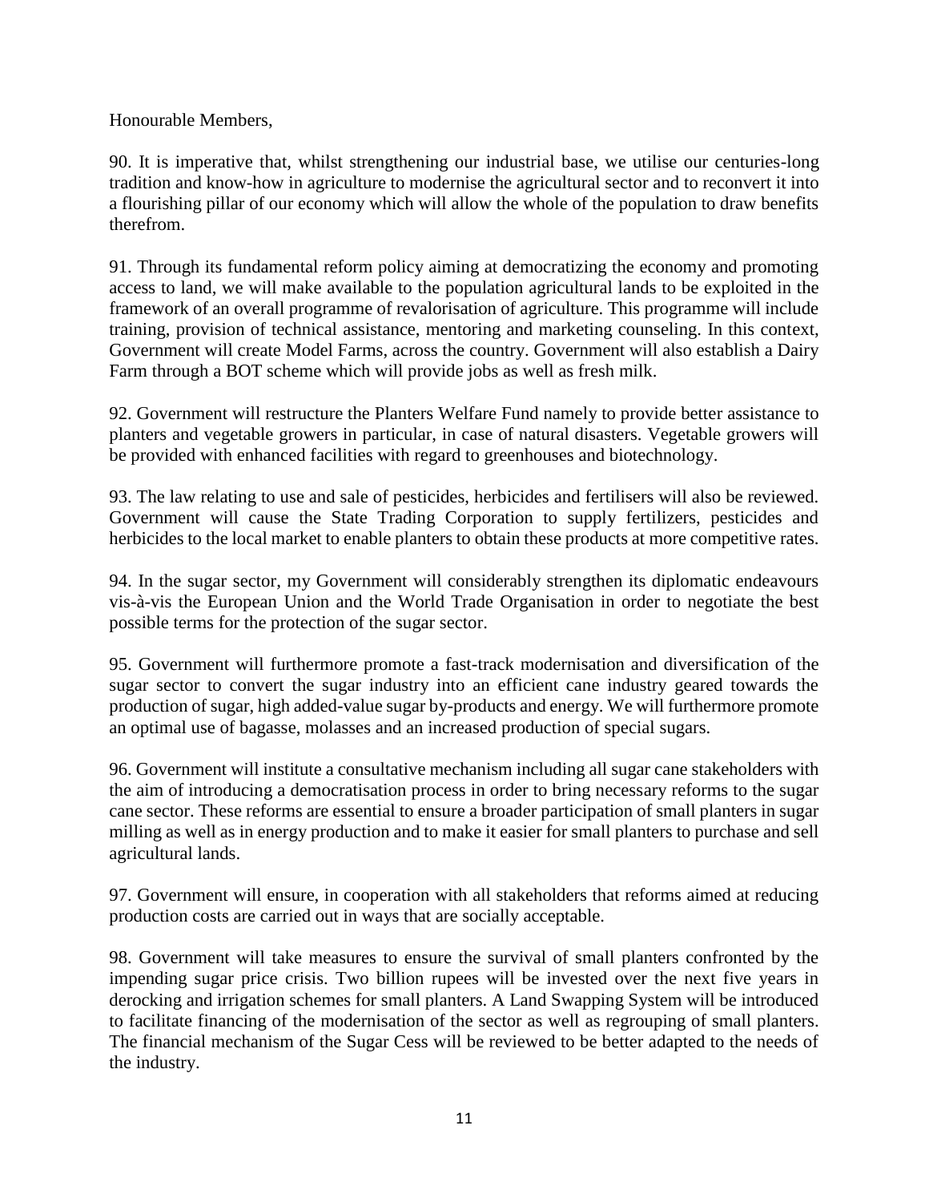Honourable Members,

90. It is imperative that, whilst strengthening our industrial base, we utilise our centuries-long tradition and know-how in agriculture to modernise the agricultural sector and to reconvert it into a flourishing pillar of our economy which will allow the whole of the population to draw benefits therefrom.

91. Through its fundamental reform policy aiming at democratizing the economy and promoting access to land, we will make available to the population agricultural lands to be exploited in the framework of an overall programme of revalorisation of agriculture. This programme will include training, provision of technical assistance, mentoring and marketing counseling. In this context, Government will create Model Farms, across the country. Government will also establish a Dairy Farm through a BOT scheme which will provide jobs as well as fresh milk.

92. Government will restructure the Planters Welfare Fund namely to provide better assistance to planters and vegetable growers in particular, in case of natural disasters. Vegetable growers will be provided with enhanced facilities with regard to greenhouses and biotechnology.

93. The law relating to use and sale of pesticides, herbicides and fertilisers will also be reviewed. Government will cause the State Trading Corporation to supply fertilizers, pesticides and herbicides to the local market to enable planters to obtain these products at more competitive rates.

94. In the sugar sector, my Government will considerably strengthen its diplomatic endeavours vis-à-vis the European Union and the World Trade Organisation in order to negotiate the best possible terms for the protection of the sugar sector.

95. Government will furthermore promote a fast-track modernisation and diversification of the sugar sector to convert the sugar industry into an efficient cane industry geared towards the production of sugar, high added-value sugar by-products and energy. We will furthermore promote an optimal use of bagasse, molasses and an increased production of special sugars.

96. Government will institute a consultative mechanism including all sugar cane stakeholders with the aim of introducing a democratisation process in order to bring necessary reforms to the sugar cane sector. These reforms are essential to ensure a broader participation of small planters in sugar milling as well as in energy production and to make it easier for small planters to purchase and sell agricultural lands.

97. Government will ensure, in cooperation with all stakeholders that reforms aimed at reducing production costs are carried out in ways that are socially acceptable.

98. Government will take measures to ensure the survival of small planters confronted by the impending sugar price crisis. Two billion rupees will be invested over the next five years in derocking and irrigation schemes for small planters. A Land Swapping System will be introduced to facilitate financing of the modernisation of the sector as well as regrouping of small planters. The financial mechanism of the Sugar Cess will be reviewed to be better adapted to the needs of the industry.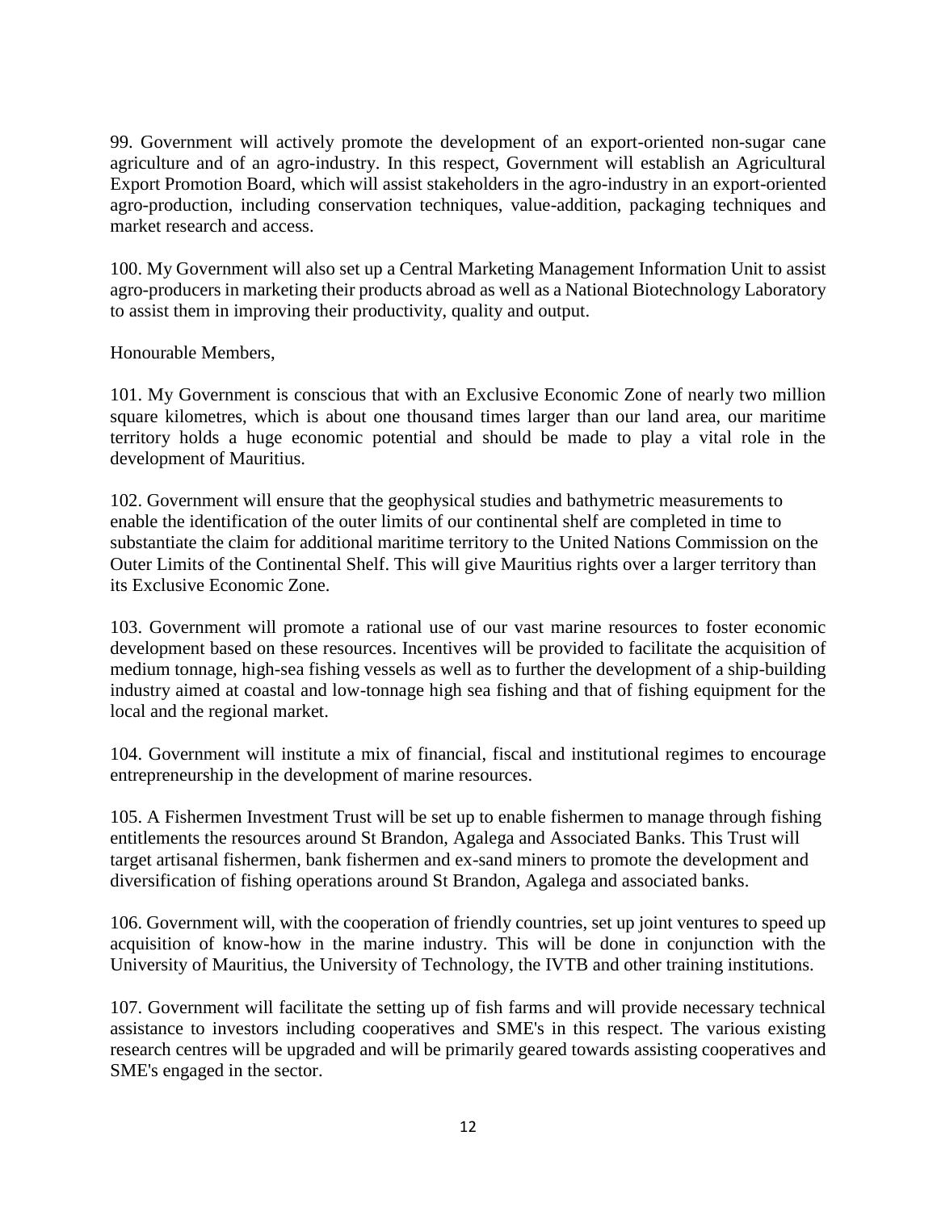99. Government will actively promote the development of an export-oriented non-sugar cane agriculture and of an agro-industry. In this respect, Government will establish an Agricultural Export Promotion Board, which will assist stakeholders in the agro-industry in an export-oriented agro-production, including conservation techniques, value-addition, packaging techniques and market research and access.

100. My Government will also set up a Central Marketing Management Information Unit to assist agro-producers in marketing their products abroad as well as a National Biotechnology Laboratory to assist them in improving their productivity, quality and output.

Honourable Members,

101. My Government is conscious that with an Exclusive Economic Zone of nearly two million square kilometres, which is about one thousand times larger than our land area, our maritime territory holds a huge economic potential and should be made to play a vital role in the development of Mauritius.

102. Government will ensure that the geophysical studies and bathymetric measurements to enable the identification of the outer limits of our continental shelf are completed in time to substantiate the claim for additional maritime territory to the United Nations Commission on the Outer Limits of the Continental Shelf. This will give Mauritius rights over a larger territory than its Exclusive Economic Zone.

103. Government will promote a rational use of our vast marine resources to foster economic development based on these resources. Incentives will be provided to facilitate the acquisition of medium tonnage, high-sea fishing vessels as well as to further the development of a ship-building industry aimed at coastal and low-tonnage high sea fishing and that of fishing equipment for the local and the regional market.

104. Government will institute a mix of financial, fiscal and institutional regimes to encourage entrepreneurship in the development of marine resources.

105. A Fishermen Investment Trust will be set up to enable fishermen to manage through fishing entitlements the resources around St Brandon, Agalega and Associated Banks. This Trust will target artisanal fishermen, bank fishermen and ex-sand miners to promote the development and diversification of fishing operations around St Brandon, Agalega and associated banks.

106. Government will, with the cooperation of friendly countries, set up joint ventures to speed up acquisition of know-how in the marine industry. This will be done in conjunction with the University of Mauritius, the University of Technology, the IVTB and other training institutions.

107. Government will facilitate the setting up of fish farms and will provide necessary technical assistance to investors including cooperatives and SME's in this respect. The various existing research centres will be upgraded and will be primarily geared towards assisting cooperatives and SME's engaged in the sector.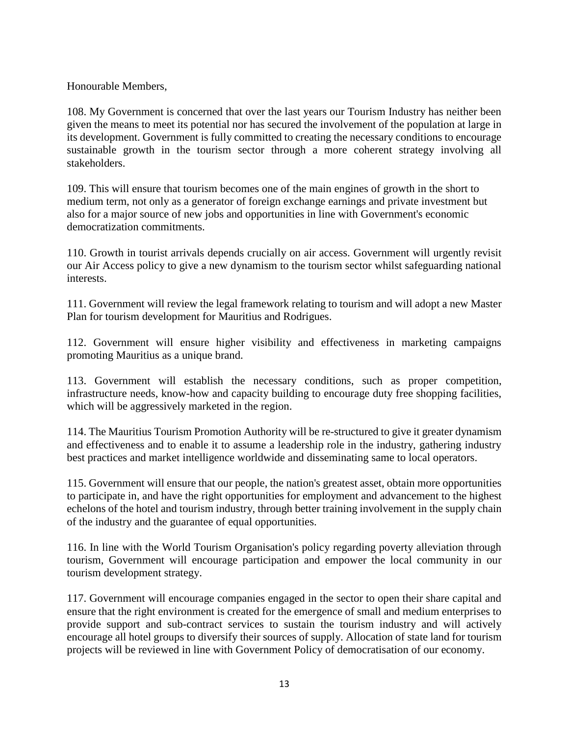Honourable Members,

108. My Government is concerned that over the last years our Tourism Industry has neither been given the means to meet its potential nor has secured the involvement of the population at large in its development. Government is fully committed to creating the necessary conditions to encourage sustainable growth in the tourism sector through a more coherent strategy involving all stakeholders.

109. This will ensure that tourism becomes one of the main engines of growth in the short to medium term, not only as a generator of foreign exchange earnings and private investment but also for a major source of new jobs and opportunities in line with Government's economic democratization commitments.

110. Growth in tourist arrivals depends crucially on air access. Government will urgently revisit our Air Access policy to give a new dynamism to the tourism sector whilst safeguarding national interests.

111. Government will review the legal framework relating to tourism and will adopt a new Master Plan for tourism development for Mauritius and Rodrigues.

112. Government will ensure higher visibility and effectiveness in marketing campaigns promoting Mauritius as a unique brand.

113. Government will establish the necessary conditions, such as proper competition, infrastructure needs, know-how and capacity building to encourage duty free shopping facilities, which will be aggressively marketed in the region.

114. The Mauritius Tourism Promotion Authority will be re-structured to give it greater dynamism and effectiveness and to enable it to assume a leadership role in the industry, gathering industry best practices and market intelligence worldwide and disseminating same to local operators.

115. Government will ensure that our people, the nation's greatest asset, obtain more opportunities to participate in, and have the right opportunities for employment and advancement to the highest echelons of the hotel and tourism industry, through better training involvement in the supply chain of the industry and the guarantee of equal opportunities.

116. In line with the World Tourism Organisation's policy regarding poverty alleviation through tourism, Government will encourage participation and empower the local community in our tourism development strategy.

117. Government will encourage companies engaged in the sector to open their share capital and ensure that the right environment is created for the emergence of small and medium enterprises to provide support and sub-contract services to sustain the tourism industry and will actively encourage all hotel groups to diversify their sources of supply. Allocation of state land for tourism projects will be reviewed in line with Government Policy of democratisation of our economy.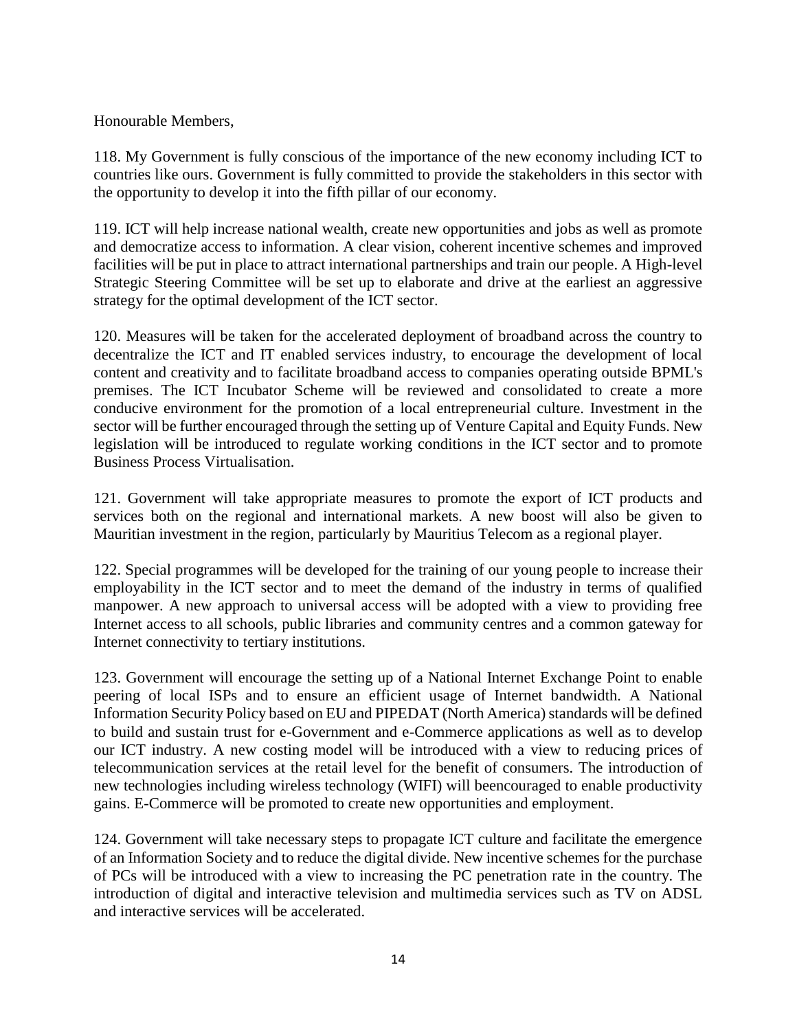Honourable Members,

118. My Government is fully conscious of the importance of the new economy including ICT to countries like ours. Government is fully committed to provide the stakeholders in this sector with the opportunity to develop it into the fifth pillar of our economy.

119. ICT will help increase national wealth, create new opportunities and jobs as well as promote and democratize access to information. A clear vision, coherent incentive schemes and improved facilities will be put in place to attract international partnerships and train our people. A High-level Strategic Steering Committee will be set up to elaborate and drive at the earliest an aggressive strategy for the optimal development of the ICT sector.

120. Measures will be taken for the accelerated deployment of broadband across the country to decentralize the ICT and IT enabled services industry, to encourage the development of local content and creativity and to facilitate broadband access to companies operating outside BPML's premises. The ICT Incubator Scheme will be reviewed and consolidated to create a more conducive environment for the promotion of a local entrepreneurial culture. Investment in the sector will be further encouraged through the setting up of Venture Capital and Equity Funds. New legislation will be introduced to regulate working conditions in the ICT sector and to promote Business Process Virtualisation.

121. Government will take appropriate measures to promote the export of ICT products and services both on the regional and international markets. A new boost will also be given to Mauritian investment in the region, particularly by Mauritius Telecom as a regional player.

122. Special programmes will be developed for the training of our young people to increase their employability in the ICT sector and to meet the demand of the industry in terms of qualified manpower. A new approach to universal access will be adopted with a view to providing free Internet access to all schools, public libraries and community centres and a common gateway for Internet connectivity to tertiary institutions.

123. Government will encourage the setting up of a National Internet Exchange Point to enable peering of local ISPs and to ensure an efficient usage of Internet bandwidth. A National Information Security Policy based on EU and PIPEDAT (North America) standards will be defined to build and sustain trust for e-Government and e-Commerce applications as well as to develop our ICT industry. A new costing model will be introduced with a view to reducing prices of telecommunication services at the retail level for the benefit of consumers. The introduction of new technologies including wireless technology (WIFI) will beencouraged to enable productivity gains. E-Commerce will be promoted to create new opportunities and employment.

124. Government will take necessary steps to propagate ICT culture and facilitate the emergence of an Information Society and to reduce the digital divide. New incentive schemes for the purchase of PCs will be introduced with a view to increasing the PC penetration rate in the country. The introduction of digital and interactive television and multimedia services such as TV on ADSL and interactive services will be accelerated.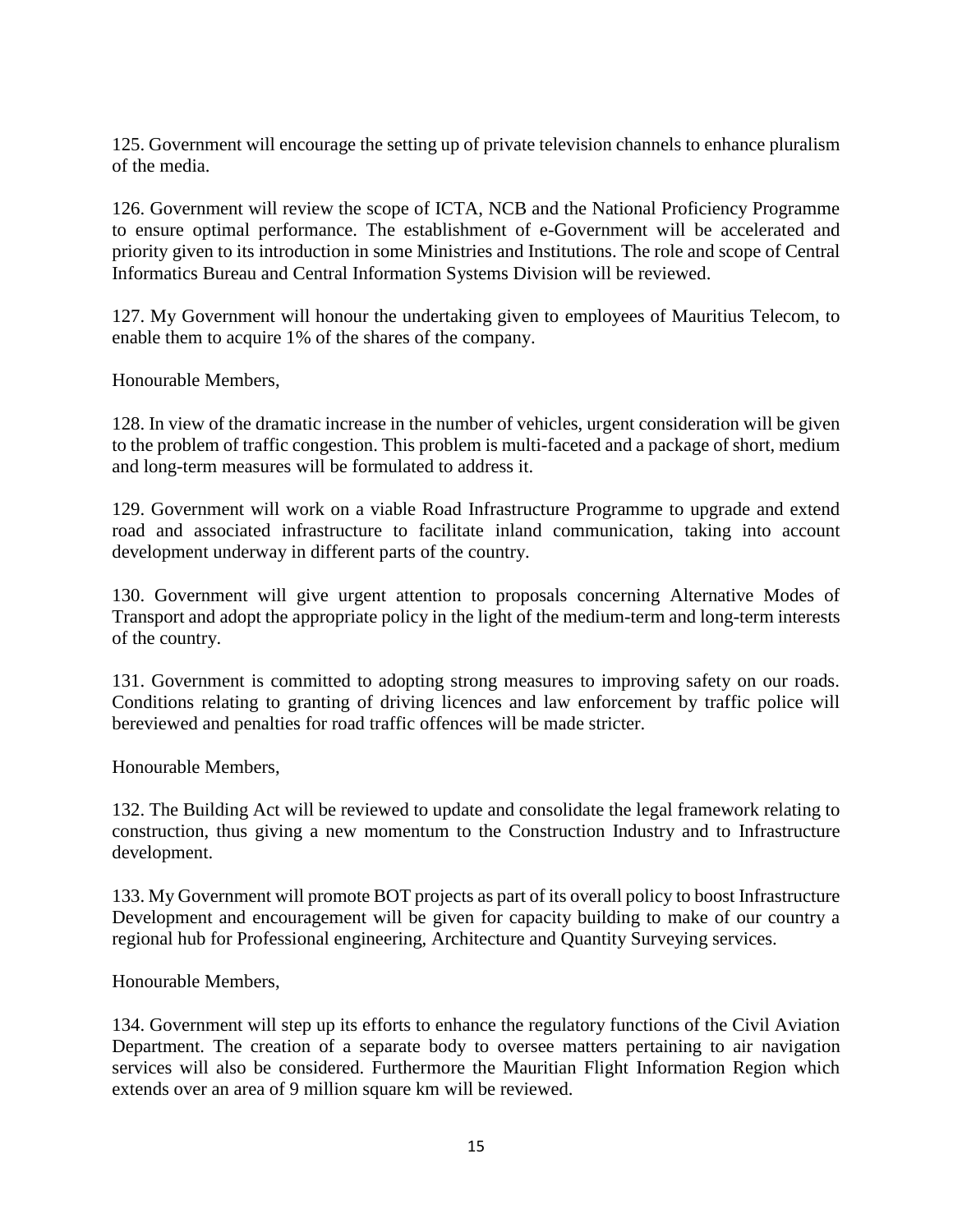125. Government will encourage the setting up of private television channels to enhance pluralism of the media.

126. Government will review the scope of ICTA, NCB and the National Proficiency Programme to ensure optimal performance. The establishment of e-Government will be accelerated and priority given to its introduction in some Ministries and Institutions. The role and scope of Central Informatics Bureau and Central Information Systems Division will be reviewed.

127. My Government will honour the undertaking given to employees of Mauritius Telecom, to enable them to acquire 1% of the shares of the company.

Honourable Members,

128. In view of the dramatic increase in the number of vehicles, urgent consideration will be given to the problem of traffic congestion. This problem is multi-faceted and a package of short, medium and long-term measures will be formulated to address it.

129. Government will work on a viable Road Infrastructure Programme to upgrade and extend road and associated infrastructure to facilitate inland communication, taking into account development underway in different parts of the country.

130. Government will give urgent attention to proposals concerning Alternative Modes of Transport and adopt the appropriate policy in the light of the medium-term and long-term interests of the country.

131. Government is committed to adopting strong measures to improving safety on our roads. Conditions relating to granting of driving licences and law enforcement by traffic police will bereviewed and penalties for road traffic offences will be made stricter.

Honourable Members,

132. The Building Act will be reviewed to update and consolidate the legal framework relating to construction, thus giving a new momentum to the Construction Industry and to Infrastructure development.

133. My Government will promote BOT projects as part of its overall policy to boost Infrastructure Development and encouragement will be given for capacity building to make of our country a regional hub for Professional engineering, Architecture and Quantity Surveying services.

Honourable Members,

134. Government will step up its efforts to enhance the regulatory functions of the Civil Aviation Department. The creation of a separate body to oversee matters pertaining to air navigation services will also be considered. Furthermore the Mauritian Flight Information Region which extends over an area of 9 million square km will be reviewed.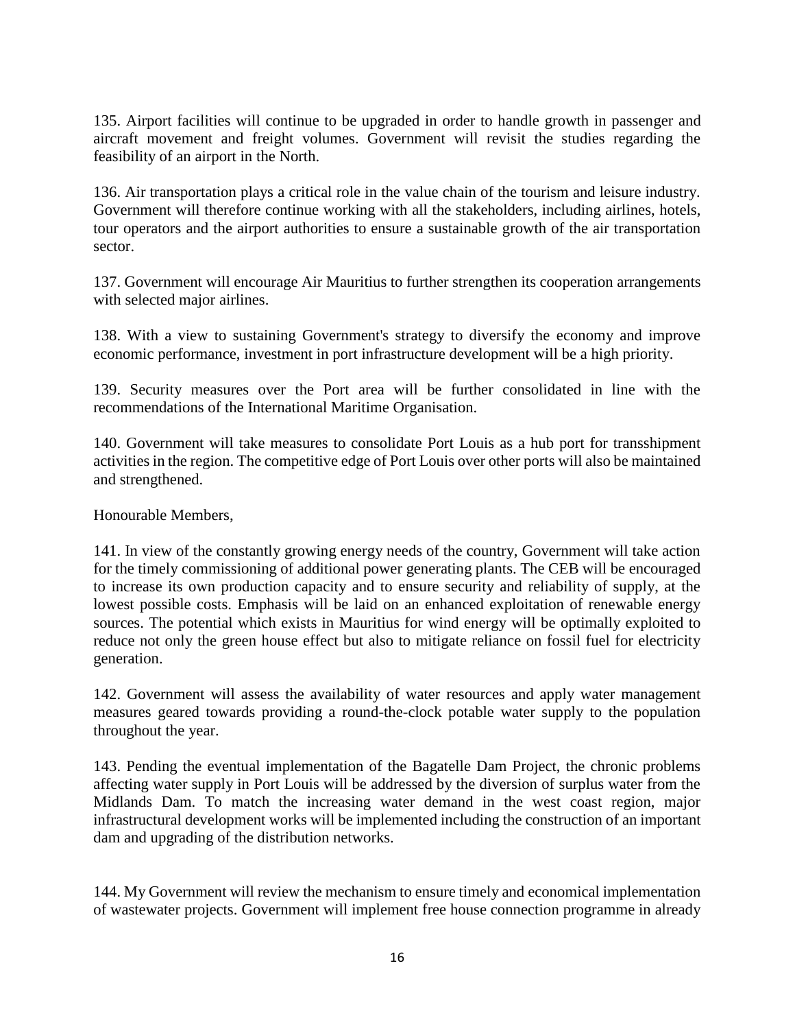135. Airport facilities will continue to be upgraded in order to handle growth in passenger and aircraft movement and freight volumes. Government will revisit the studies regarding the feasibility of an airport in the North.

136. Air transportation plays a critical role in the value chain of the tourism and leisure industry. Government will therefore continue working with all the stakeholders, including airlines, hotels, tour operators and the airport authorities to ensure a sustainable growth of the air transportation sector.

137. Government will encourage Air Mauritius to further strengthen its cooperation arrangements with selected major airlines.

138. With a view to sustaining Government's strategy to diversify the economy and improve economic performance, investment in port infrastructure development will be a high priority.

139. Security measures over the Port area will be further consolidated in line with the recommendations of the International Maritime Organisation.

140. Government will take measures to consolidate Port Louis as a hub port for transshipment activities in the region. The competitive edge of Port Louis over other ports will also be maintained and strengthened.

Honourable Members,

141. In view of the constantly growing energy needs of the country, Government will take action for the timely commissioning of additional power generating plants. The CEB will be encouraged to increase its own production capacity and to ensure security and reliability of supply, at the lowest possible costs. Emphasis will be laid on an enhanced exploitation of renewable energy sources. The potential which exists in Mauritius for wind energy will be optimally exploited to reduce not only the green house effect but also to mitigate reliance on fossil fuel for electricity generation.

142. Government will assess the availability of water resources and apply water management measures geared towards providing a round-the-clock potable water supply to the population throughout the year.

143. Pending the eventual implementation of the Bagatelle Dam Project, the chronic problems affecting water supply in Port Louis will be addressed by the diversion of surplus water from the Midlands Dam. To match the increasing water demand in the west coast region, major infrastructural development works will be implemented including the construction of an important dam and upgrading of the distribution networks.

144. My Government will review the mechanism to ensure timely and economical implementation of wastewater projects. Government will implement free house connection programme in already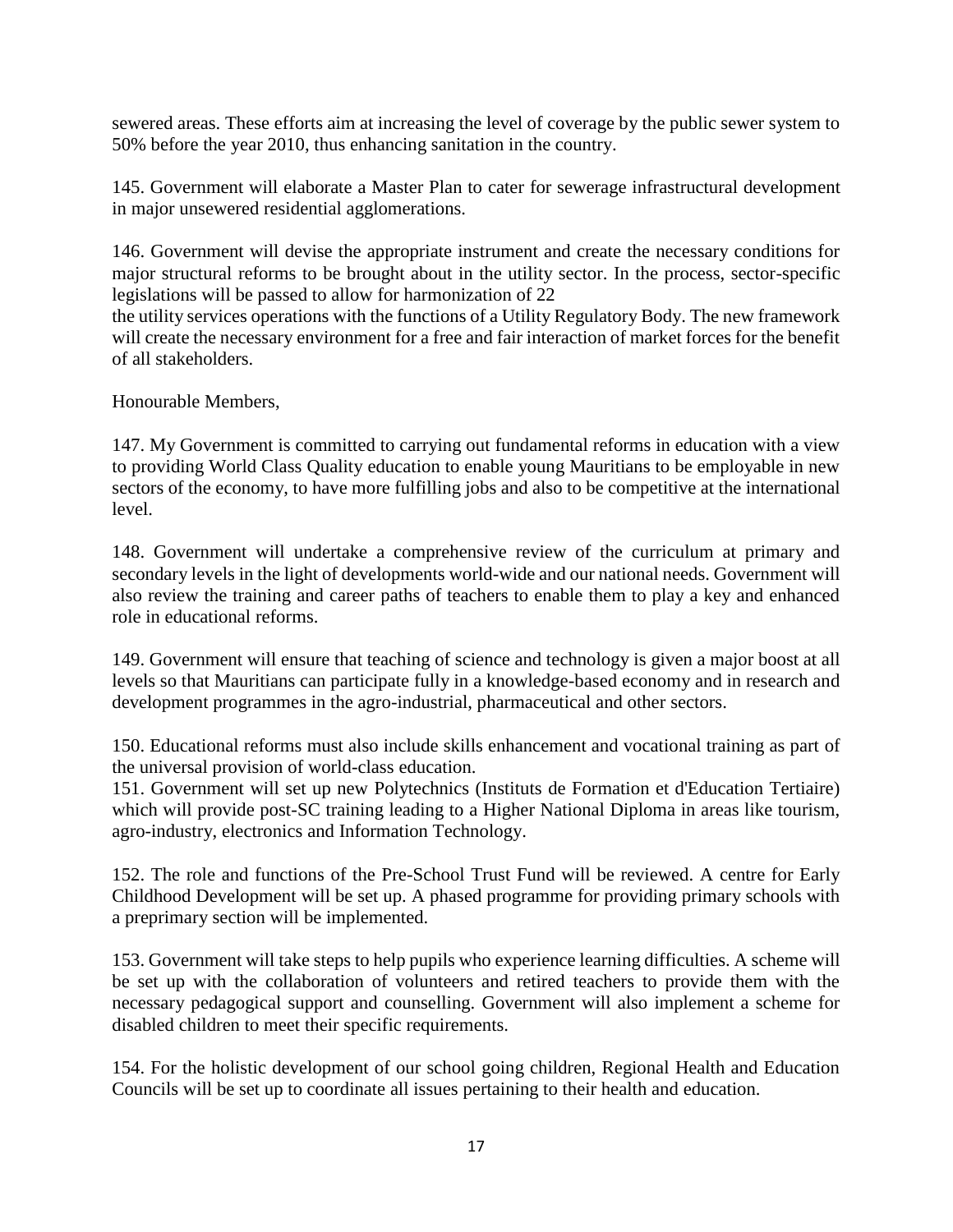sewered areas. These efforts aim at increasing the level of coverage by the public sewer system to 50% before the year 2010, thus enhancing sanitation in the country.

145. Government will elaborate a Master Plan to cater for sewerage infrastructural development in major unsewered residential agglomerations.

146. Government will devise the appropriate instrument and create the necessary conditions for major structural reforms to be brought about in the utility sector. In the process, sector-specific legislations will be passed to allow for harmonization of 22
the utility services operations with the functions of a Utility Regulatory Body. The new framework will create the necessary environment for a free and fair interaction of market forces for the benefit of all stakeholders.

Honourable Members,

147. My Government is committed to carrying out fundamental reforms in education with a view to providing World Class Quality education to enable young Mauritians to be employable in new sectors of the economy, to have more fulfilling jobs and also to be competitive at the international level.

148. Government will undertake a comprehensive review of the curriculum at primary and secondary levels in the light of developments world-wide and our national needs. Government will also review the training and career paths of teachers to enable them to play a key and enhanced role in educational reforms.

149. Government will ensure that teaching of science and technology is given a major boost at all levels so that Mauritians can participate fully in a knowledge-based economy and in research and development programmes in the agro-industrial, pharmaceutical and other sectors.

150. Educational reforms must also include skills enhancement and vocational training as part of the universal provision of world-class education.

151. Government will set up new Polytechnics (Instituts de Formation et d'Education Tertiaire) which will provide post-SC training leading to a Higher National Diploma in areas like tourism, agro-industry, electronics and Information Technology.

152. The role and functions of the Pre-School Trust Fund will be reviewed. A centre for Early Childhood Development will be set up. A phased programme for providing primary schools with a preprimary section will be implemented.

153. Government will take steps to help pupils who experience learning difficulties. A scheme will be set up with the collaboration of volunteers and retired teachers to provide them with the necessary pedagogical support and counselling. Government will also implement a scheme for disabled children to meet their specific requirements.

154. For the holistic development of our school going children, Regional Health and Education Councils will be set up to coordinate all issues pertaining to their health and education.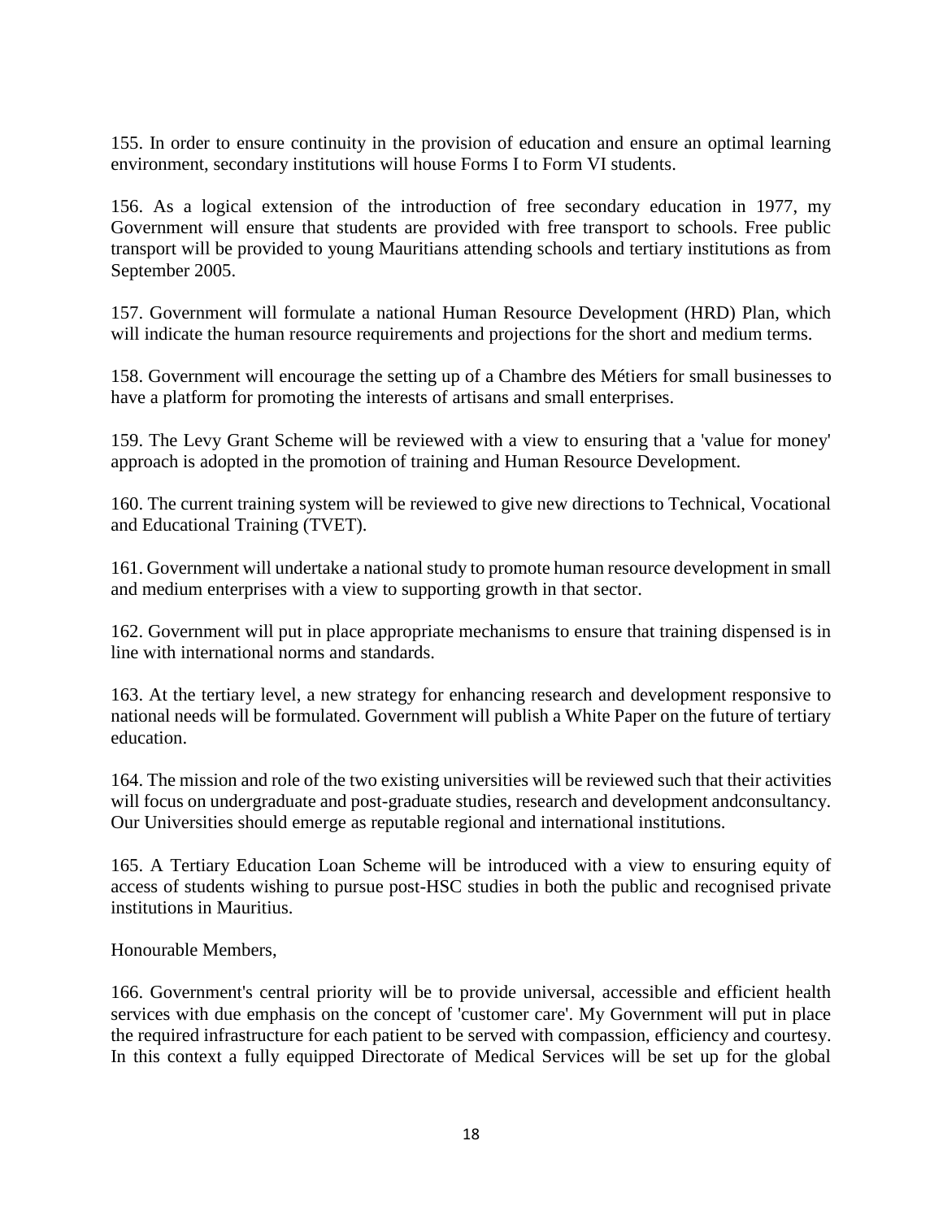155. In order to ensure continuity in the provision of education and ensure an optimal learning environment, secondary institutions will house Forms I to Form VI students.

156. As a logical extension of the introduction of free secondary education in 1977, my Government will ensure that students are provided with free transport to schools. Free public transport will be provided to young Mauritians attending schools and tertiary institutions as from September 2005.

157. Government will formulate a national Human Resource Development (HRD) Plan, which will indicate the human resource requirements and projections for the short and medium terms.

158. Government will encourage the setting up of a Chambre des Métiers for small businesses to have a platform for promoting the interests of artisans and small enterprises.

159. The Levy Grant Scheme will be reviewed with a view to ensuring that a 'value for money' approach is adopted in the promotion of training and Human Resource Development.

160. The current training system will be reviewed to give new directions to Technical, Vocational and Educational Training (TVET).

161. Government will undertake a national study to promote human resource development in small and medium enterprises with a view to supporting growth in that sector.

162. Government will put in place appropriate mechanisms to ensure that training dispensed is in line with international norms and standards.

163. At the tertiary level, a new strategy for enhancing research and development responsive to national needs will be formulated. Government will publish a White Paper on the future of tertiary education.

164. The mission and role of the two existing universities will be reviewed such that their activities will focus on undergraduate and post-graduate studies, research and development andconsultancy. Our Universities should emerge as reputable regional and international institutions.

165. A Tertiary Education Loan Scheme will be introduced with a view to ensuring equity of access of students wishing to pursue post-HSC studies in both the public and recognised private institutions in Mauritius.

Honourable Members,

166. Government's central priority will be to provide universal, accessible and efficient health services with due emphasis on the concept of 'customer care'. My Government will put in place the required infrastructure for each patient to be served with compassion, efficiency and courtesy. In this context a fully equipped Directorate of Medical Services will be set up for the global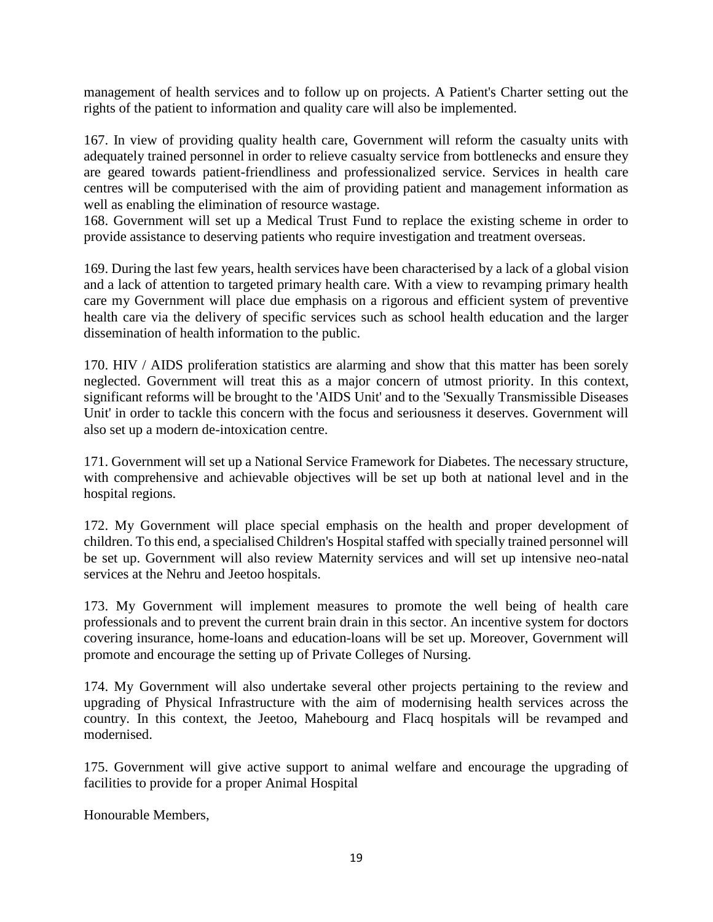management of health services and to follow up on projects. A Patient's Charter setting out the rights of the patient to information and quality care will also be implemented.

167. In view of providing quality health care, Government will reform the casualty units with adequately trained personnel in order to relieve casualty service from bottlenecks and ensure they are geared towards patient-friendliness and professionalized service. Services in health care centres will be computerised with the aim of providing patient and management information as well as enabling the elimination of resource wastage.

168. Government will set up a Medical Trust Fund to replace the existing scheme in order to provide assistance to deserving patients who require investigation and treatment overseas.

169. During the last few years, health services have been characterised by a lack of a global vision and a lack of attention to targeted primary health care. With a view to revamping primary health care my Government will place due emphasis on a rigorous and efficient system of preventive health care via the delivery of specific services such as school health education and the larger dissemination of health information to the public.

170. HIV / AIDS proliferation statistics are alarming and show that this matter has been sorely neglected. Government will treat this as a major concern of utmost priority. In this context, significant reforms will be brought to the 'AIDS Unit' and to the 'Sexually Transmissible Diseases Unit' in order to tackle this concern with the focus and seriousness it deserves. Government will also set up a modern de-intoxication centre.

171. Government will set up a National Service Framework for Diabetes. The necessary structure, with comprehensive and achievable objectives will be set up both at national level and in the hospital regions.

172. My Government will place special emphasis on the health and proper development of children. To this end, a specialised Children's Hospital staffed with specially trained personnel will be set up. Government will also review Maternity services and will set up intensive neo-natal services at the Nehru and Jeetoo hospitals.

173. My Government will implement measures to promote the well being of health care professionals and to prevent the current brain drain in this sector. An incentive system for doctors covering insurance, home-loans and education-loans will be set up. Moreover, Government will promote and encourage the setting up of Private Colleges of Nursing.

174. My Government will also undertake several other projects pertaining to the review and upgrading of Physical Infrastructure with the aim of modernising health services across the country. In this context, the Jeetoo, Mahebourg and Flacq hospitals will be revamped and modernised.

175. Government will give active support to animal welfare and encourage the upgrading of facilities to provide for a proper Animal Hospital

Honourable Members,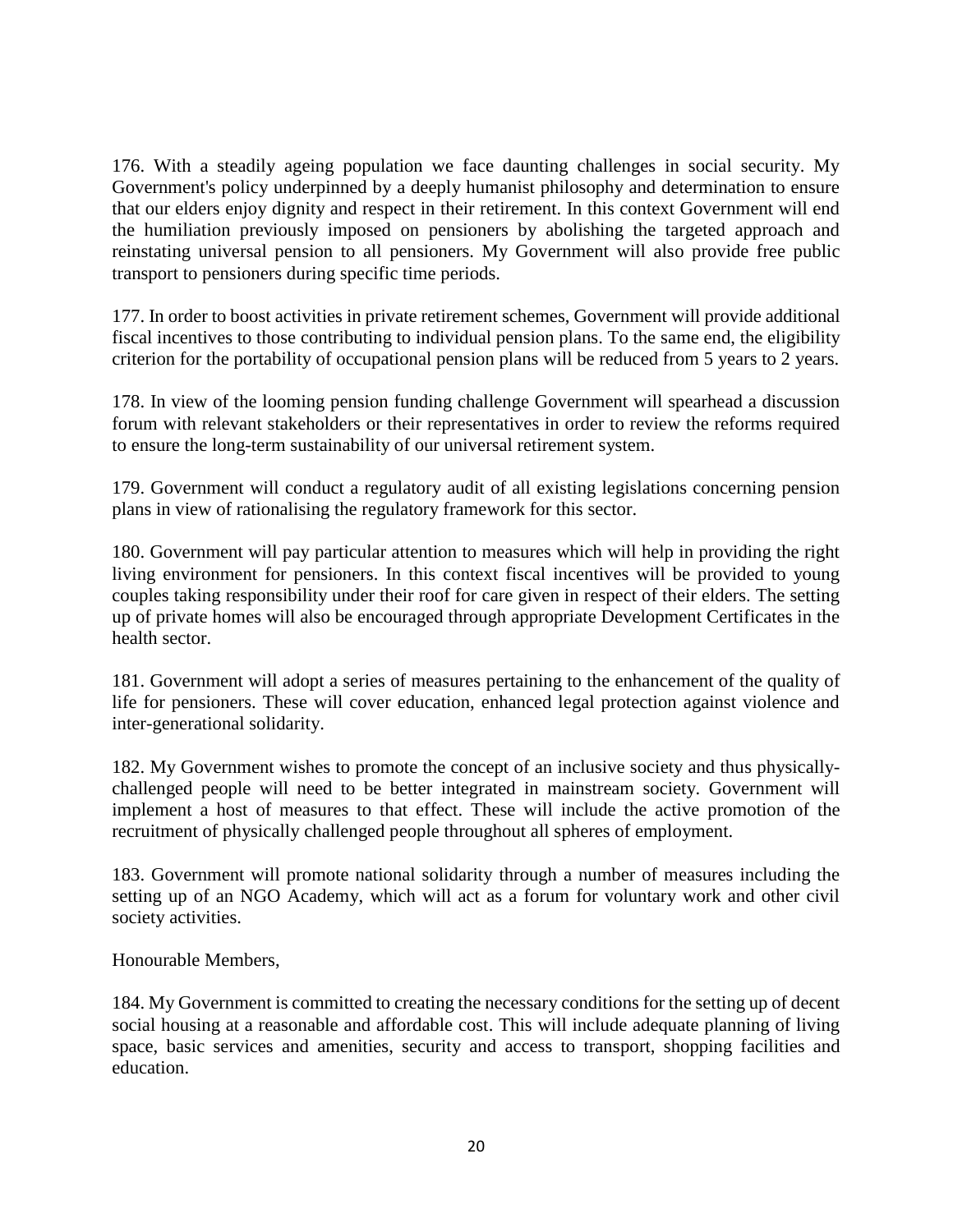176. With a steadily ageing population we face daunting challenges in social security. My Government's policy underpinned by a deeply humanist philosophy and determination to ensure that our elders enjoy dignity and respect in their retirement. In this context Government will end the humiliation previously imposed on pensioners by abolishing the targeted approach and reinstating universal pension to all pensioners. My Government will also provide free public transport to pensioners during specific time periods.

177. In order to boost activities in private retirement schemes, Government will provide additional fiscal incentives to those contributing to individual pension plans. To the same end, the eligibility criterion for the portability of occupational pension plans will be reduced from 5 years to 2 years.

178. In view of the looming pension funding challenge Government will spearhead a discussion forum with relevant stakeholders or their representatives in order to review the reforms required to ensure the long-term sustainability of our universal retirement system.

179. Government will conduct a regulatory audit of all existing legislations concerning pension plans in view of rationalising the regulatory framework for this sector.

180. Government will pay particular attention to measures which will help in providing the right living environment for pensioners. In this context fiscal incentives will be provided to young couples taking responsibility under their roof for care given in respect of their elders. The setting up of private homes will also be encouraged through appropriate Development Certificates in the health sector.

181. Government will adopt a series of measures pertaining to the enhancement of the quality of life for pensioners. These will cover education, enhanced legal protection against violence and inter-generational solidarity.

182. My Government wishes to promote the concept of an inclusive society and thus physically-challenged people will need to be better integrated in mainstream society. Government will implement a host of measures to that effect. These will include the active promotion of the recruitment of physically challenged people throughout all spheres of employment.

183. Government will promote national solidarity through a number of measures including the setting up of an NGO Academy, which will act as a forum for voluntary work and other civil society activities.

Honourable Members,

184. My Government is committed to creating the necessary conditions for the setting up of decent social housing at a reasonable and affordable cost. This will include adequate planning of living space, basic services and amenities, security and access to transport, shopping facilities and education.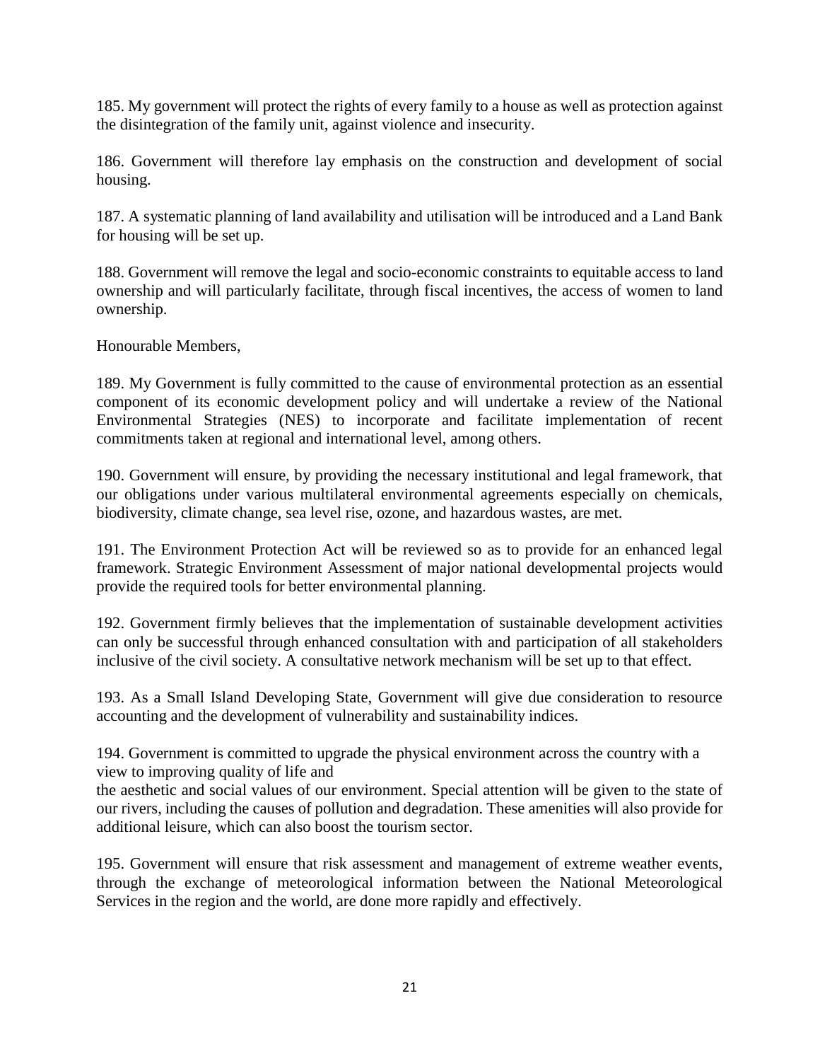185. My government will protect the rights of every family to a house as well as protection against the disintegration of the family unit, against violence and insecurity.

186. Government will therefore lay emphasis on the construction and development of social housing.

187. A systematic planning of land availability and utilisation will be introduced and a Land Bank for housing will be set up.

188. Government will remove the legal and socio-economic constraints to equitable access to land ownership and will particularly facilitate, through fiscal incentives, the access of women to land ownership.

Honourable Members,

189. My Government is fully committed to the cause of environmental protection as an essential component of its economic development policy and will undertake a review of the National Environmental Strategies (NES) to incorporate and facilitate implementation of recent commitments taken at regional and international level, among others.

190. Government will ensure, by providing the necessary institutional and legal framework, that our obligations under various multilateral environmental agreements especially on chemicals, biodiversity, climate change, sea level rise, ozone, and hazardous wastes, are met.

191. The Environment Protection Act will be reviewed so as to provide for an enhanced legal framework. Strategic Environment Assessment of major national developmental projects would provide the required tools for better environmental planning.

192. Government firmly believes that the implementation of sustainable development activities can only be successful through enhanced consultation with and participation of all stakeholders inclusive of the civil society. A consultative network mechanism will be set up to that effect.

193. As a Small Island Developing State, Government will give due consideration to resource accounting and the development of vulnerability and sustainability indices.

194. Government is committed to upgrade the physical environment across the country with a view to improving quality of life and
the aesthetic and social values of our environment. Special attention will be given to the state of our rivers, including the causes of pollution and degradation. These amenities will also provide for additional leisure, which can also boost the tourism sector.

195. Government will ensure that risk assessment and management of extreme weather events, through the exchange of meteorological information between the National Meteorological Services in the region and the world, are done more rapidly and effectively.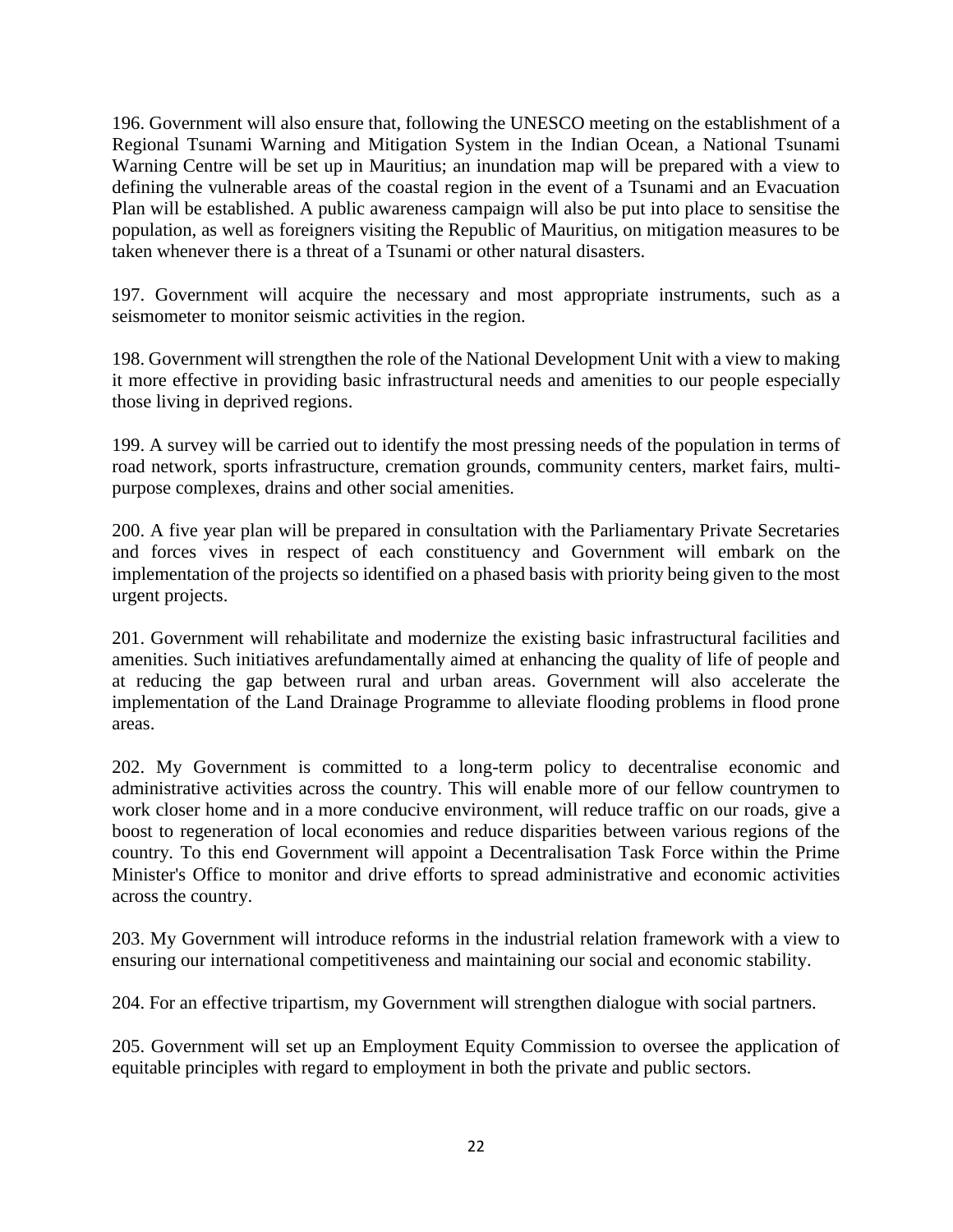196. Government will also ensure that, following the UNESCO meeting on the establishment of a Regional Tsunami Warning and Mitigation System in the Indian Ocean, a National Tsunami Warning Centre will be set up in Mauritius; an inundation map will be prepared with a view to defining the vulnerable areas of the coastal region in the event of a Tsunami and an Evacuation Plan will be established. A public awareness campaign will also be put into place to sensitise the population, as well as foreigners visiting the Republic of Mauritius, on mitigation measures to be taken whenever there is a threat of a Tsunami or other natural disasters.

197. Government will acquire the necessary and most appropriate instruments, such as a seismometer to monitor seismic activities in the region.

198. Government will strengthen the role of the National Development Unit with a view to making it more effective in providing basic infrastructural needs and amenities to our people especially those living in deprived regions.

199. A survey will be carried out to identify the most pressing needs of the population in terms of road network, sports infrastructure, cremation grounds, community centers, market fairs, multi-purpose complexes, drains and other social amenities.

200. A five year plan will be prepared in consultation with the Parliamentary Private Secretaries and forces vives in respect of each constituency and Government will embark on the implementation of the projects so identified on a phased basis with priority being given to the most urgent projects.

201. Government will rehabilitate and modernize the existing basic infrastructural facilities and amenities. Such initiatives arefundamentally aimed at enhancing the quality of life of people and at reducing the gap between rural and urban areas. Government will also accelerate the implementation of the Land Drainage Programme to alleviate flooding problems in flood prone areas.

202. My Government is committed to a long-term policy to decentralise economic and administrative activities across the country. This will enable more of our fellow countrymen to work closer home and in a more conducive environment, will reduce traffic on our roads, give a boost to regeneration of local economies and reduce disparities between various regions of the country. To this end Government will appoint a Decentralisation Task Force within the Prime Minister's Office to monitor and drive efforts to spread administrative and economic activities across the country.

203. My Government will introduce reforms in the industrial relation framework with a view to ensuring our international competitiveness and maintaining our social and economic stability.

204. For an effective tripartism, my Government will strengthen dialogue with social partners.

205. Government will set up an Employment Equity Commission to oversee the application of equitable principles with regard to employment in both the private and public sectors.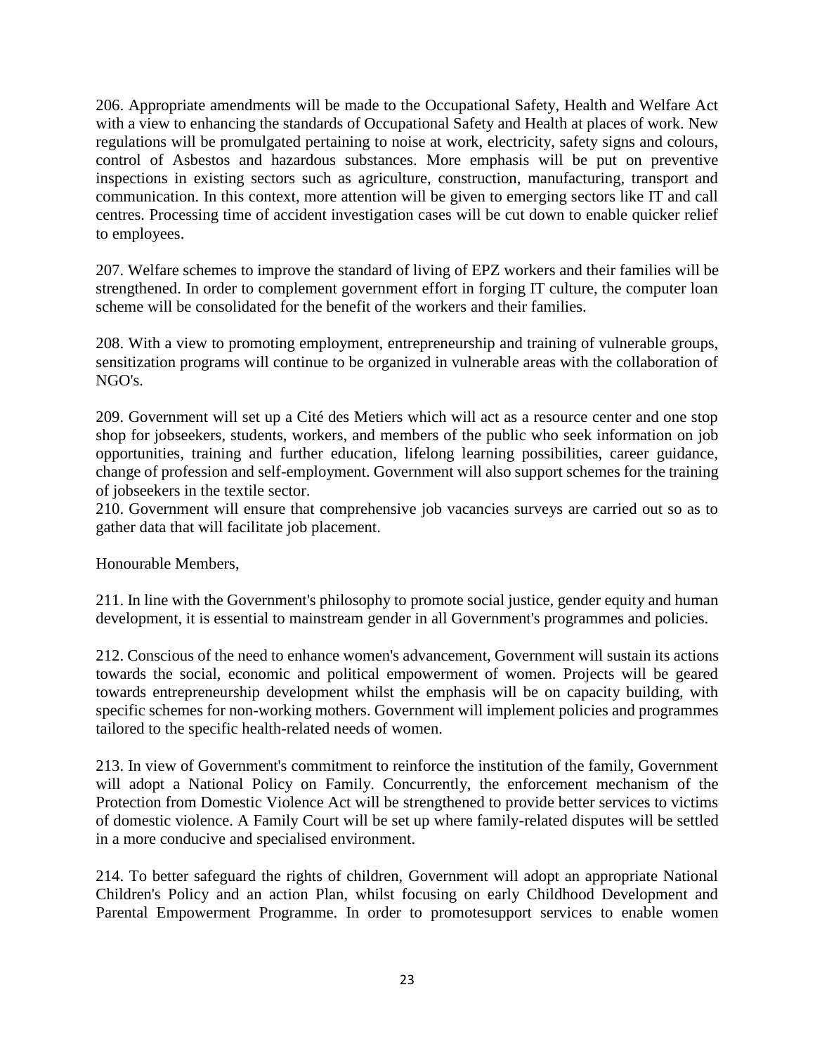206. Appropriate amendments will be made to the Occupational Safety, Health and Welfare Act with a view to enhancing the standards of Occupational Safety and Health at places of work. New regulations will be promulgated pertaining to noise at work, electricity, safety signs and colours, control of Asbestos and hazardous substances. More emphasis will be put on preventive inspections in existing sectors such as agriculture, construction, manufacturing, transport and communication. In this context, more attention will be given to emerging sectors like IT and call centres. Processing time of accident investigation cases will be cut down to enable quicker relief to employees.

207. Welfare schemes to improve the standard of living of EPZ workers and their families will be strengthened. In order to complement government effort in forging IT culture, the computer loan scheme will be consolidated for the benefit of the workers and their families.

208. With a view to promoting employment, entrepreneurship and training of vulnerable groups, sensitization programs will continue to be organized in vulnerable areas with the collaboration of NGO's.

209. Government will set up a Cité des Metiers which will act as a resource center and one stop shop for jobseekers, students, workers, and members of the public who seek information on job opportunities, training and further education, lifelong learning possibilities, career guidance, change of profession and self-employment. Government will also support schemes for the training of jobseekers in the textile sector.

210. Government will ensure that comprehensive job vacancies surveys are carried out so as to gather data that will facilitate job placement.

Honourable Members,

211. In line with the Government's philosophy to promote social justice, gender equity and human development, it is essential to mainstream gender in all Government's programmes and policies.

212. Conscious of the need to enhance women's advancement, Government will sustain its actions towards the social, economic and political empowerment of women. Projects will be geared towards entrepreneurship development whilst the emphasis will be on capacity building, with specific schemes for non-working mothers. Government will implement policies and programmes tailored to the specific health-related needs of women.

213. In view of Government's commitment to reinforce the institution of the family, Government will adopt a National Policy on Family. Concurrently, the enforcement mechanism of the Protection from Domestic Violence Act will be strengthened to provide better services to victims of domestic violence. A Family Court will be set up where family-related disputes will be settled in a more conducive and specialised environment.

214. To better safeguard the rights of children, Government will adopt an appropriate National Children's Policy and an action Plan, whilst focusing on early Childhood Development and Parental Empowerment Programme. In order to promotesupport services to enable women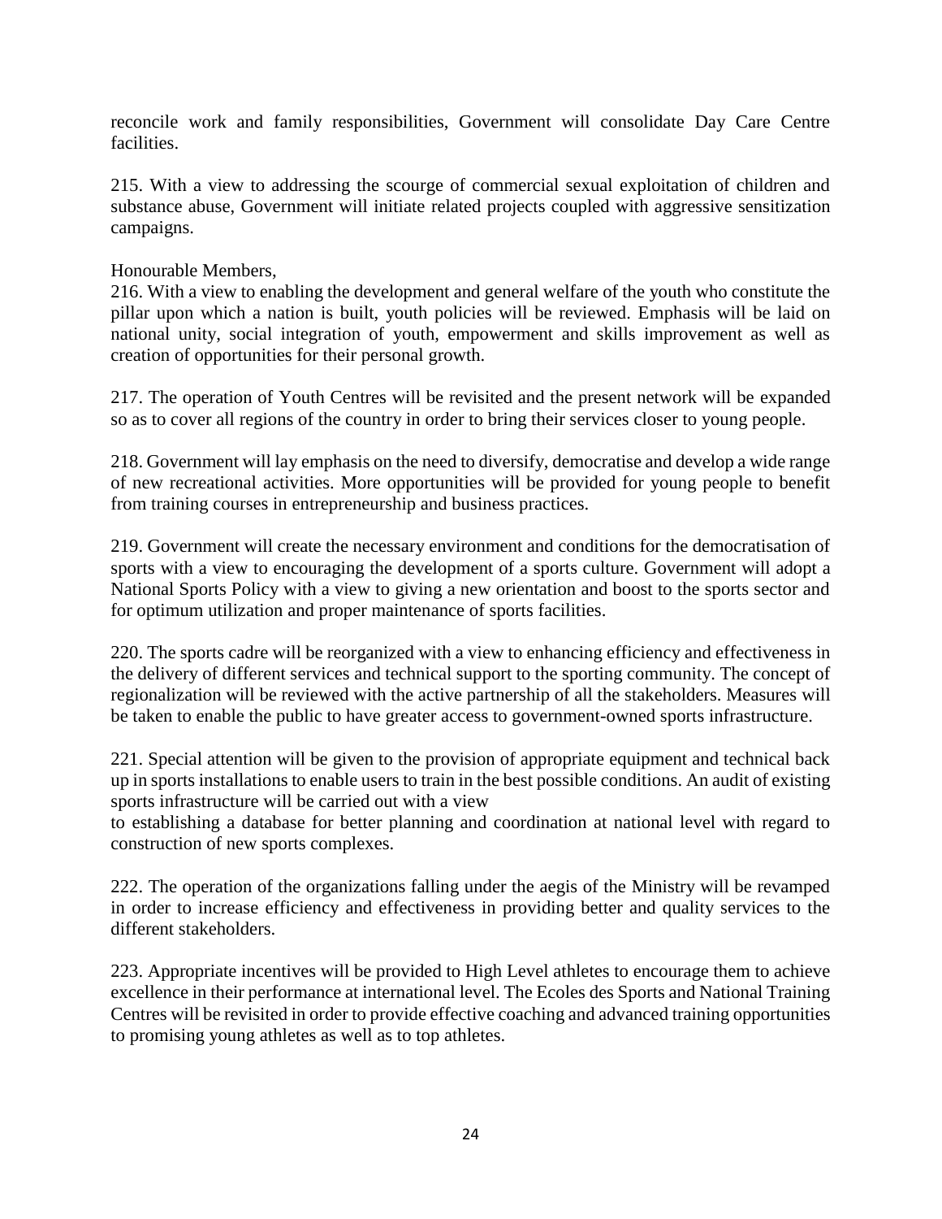reconcile work and family responsibilities, Government will consolidate Day Care Centre facilities.

215. With a view to addressing the scourge of commercial sexual exploitation of children and substance abuse, Government will initiate related projects coupled with aggressive sensitization campaigns.

Honourable Members,

216. With a view to enabling the development and general welfare of the youth who constitute the pillar upon which a nation is built, youth policies will be reviewed. Emphasis will be laid on national unity, social integration of youth, empowerment and skills improvement as well as creation of opportunities for their personal growth.

217. The operation of Youth Centres will be revisited and the present network will be expanded so as to cover all regions of the country in order to bring their services closer to young people.

218. Government will lay emphasis on the need to diversify, democratise and develop a wide range of new recreational activities. More opportunities will be provided for young people to benefit from training courses in entrepreneurship and business practices.

219. Government will create the necessary environment and conditions for the democratisation of sports with a view to encouraging the development of a sports culture. Government will adopt a National Sports Policy with a view to giving a new orientation and boost to the sports sector and for optimum utilization and proper maintenance of sports facilities.

220. The sports cadre will be reorganized with a view to enhancing efficiency and effectiveness in the delivery of different services and technical support to the sporting community. The concept of regionalization will be reviewed with the active partnership of all the stakeholders. Measures will be taken to enable the public to have greater access to government-owned sports infrastructure.

221. Special attention will be given to the provision of appropriate equipment and technical back up in sports installations to enable users to train in the best possible conditions. An audit of existing sports infrastructure will be carried out with a view to establishing a database for better planning and coordination at national level with regard to construction of new sports complexes.

222. The operation of the organizations falling under the aegis of the Ministry will be revamped in order to increase efficiency and effectiveness in providing better and quality services to the different stakeholders.

223. Appropriate incentives will be provided to High Level athletes to encourage them to achieve excellence in their performance at international level. The Ecoles des Sports and National Training Centres will be revisited in order to provide effective coaching and advanced training opportunities to promising young athletes as well as to top athletes.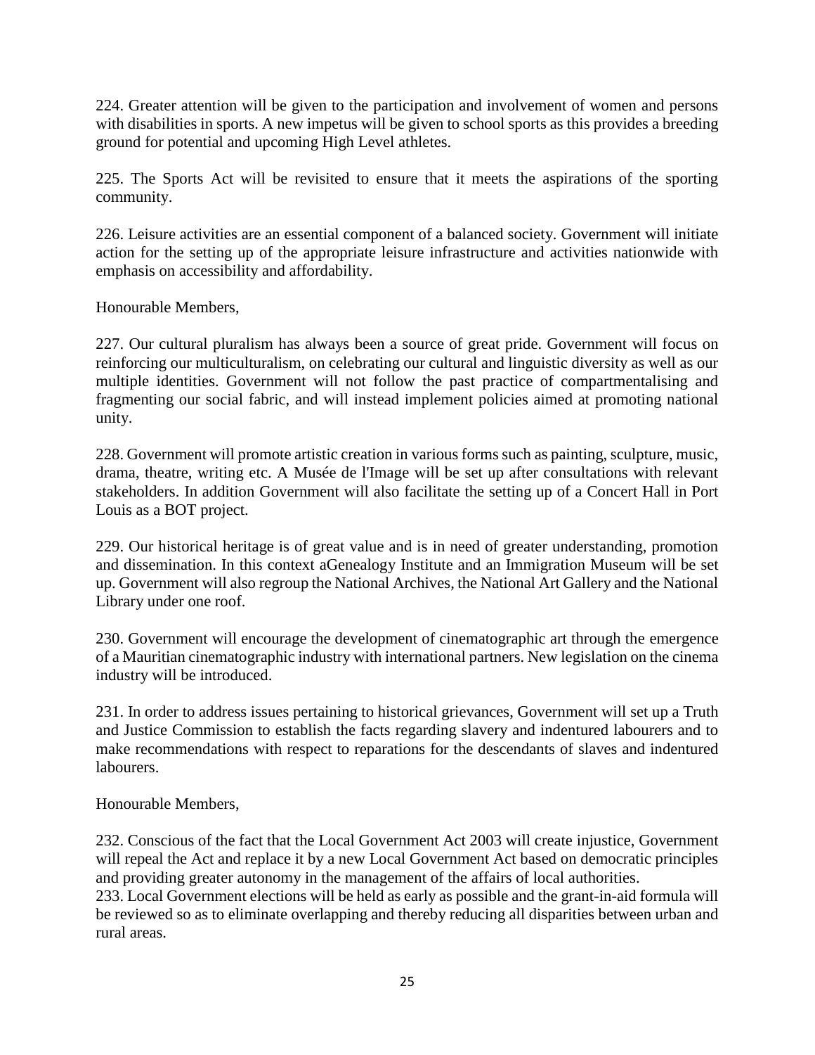224. Greater attention will be given to the participation and involvement of women and persons with disabilities in sports. A new impetus will be given to school sports as this provides a breeding ground for potential and upcoming High Level athletes.

225. The Sports Act will be revisited to ensure that it meets the aspirations of the sporting community.

226. Leisure activities are an essential component of a balanced society. Government will initiate action for the setting up of the appropriate leisure infrastructure and activities nationwide with emphasis on accessibility and affordability.

Honourable Members,

227. Our cultural pluralism has always been a source of great pride. Government will focus on reinforcing our multiculturalism, on celebrating our cultural and linguistic diversity as well as our multiple identities. Government will not follow the past practice of compartmentalising and fragmenting our social fabric, and will instead implement policies aimed at promoting national unity.

228. Government will promote artistic creation in various forms such as painting, sculpture, music, drama, theatre, writing etc. A Musée de l'Image will be set up after consultations with relevant stakeholders. In addition Government will also facilitate the setting up of a Concert Hall in Port Louis as a BOT project.

229. Our historical heritage is of great value and is in need of greater understanding, promotion and dissemination. In this context aGenealogy Institute and an Immigration Museum will be set up. Government will also regroup the National Archives, the National Art Gallery and the National Library under one roof.

230. Government will encourage the development of cinematographic art through the emergence of a Mauritian cinematographic industry with international partners. New legislation on the cinema industry will be introduced.

231. In order to address issues pertaining to historical grievances, Government will set up a Truth and Justice Commission to establish the facts regarding slavery and indentured labourers and to make recommendations with respect to reparations for the descendants of slaves and indentured labourers.

Honourable Members,

232. Conscious of the fact that the Local Government Act 2003 will create injustice, Government will repeal the Act and replace it by a new Local Government Act based on democratic principles and providing greater autonomy in the management of the affairs of local authorities.

233. Local Government elections will be held as early as possible and the grant-in-aid formula will be reviewed so as to eliminate overlapping and thereby reducing all disparities between urban and rural areas.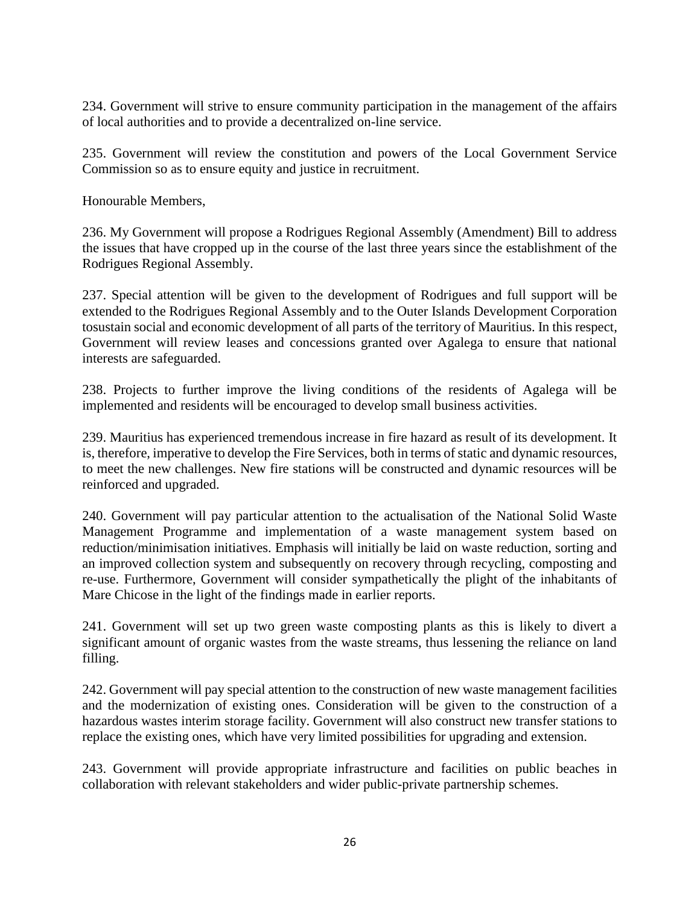234. Government will strive to ensure community participation in the management of the affairs of local authorities and to provide a decentralized on-line service.

235. Government will review the constitution and powers of the Local Government Service Commission so as to ensure equity and justice in recruitment.

Honourable Members,

236. My Government will propose a Rodrigues Regional Assembly (Amendment) Bill to address the issues that have cropped up in the course of the last three years since the establishment of the Rodrigues Regional Assembly.

237. Special attention will be given to the development of Rodrigues and full support will be extended to the Rodrigues Regional Assembly and to the Outer Islands Development Corporation tosustain social and economic development of all parts of the territory of Mauritius. In this respect, Government will review leases and concessions granted over Agalega to ensure that national interests are safeguarded.

238. Projects to further improve the living conditions of the residents of Agalega will be implemented and residents will be encouraged to develop small business activities.

239. Mauritius has experienced tremendous increase in fire hazard as result of its development. It is, therefore, imperative to develop the Fire Services, both in terms of static and dynamic resources, to meet the new challenges. New fire stations will be constructed and dynamic resources will be reinforced and upgraded.

240. Government will pay particular attention to the actualisation of the National Solid Waste Management Programme and implementation of a waste management system based on reduction/minimisation initiatives. Emphasis will initially be laid on waste reduction, sorting and an improved collection system and subsequently on recovery through recycling, composting and re-use. Furthermore, Government will consider sympathetically the plight of the inhabitants of Mare Chicose in the light of the findings made in earlier reports.

241. Government will set up two green waste composting plants as this is likely to divert a significant amount of organic wastes from the waste streams, thus lessening the reliance on land filling.

242. Government will pay special attention to the construction of new waste management facilities and the modernization of existing ones. Consideration will be given to the construction of a hazardous wastes interim storage facility. Government will also construct new transfer stations to replace the existing ones, which have very limited possibilities for upgrading and extension.

243. Government will provide appropriate infrastructure and facilities on public beaches in collaboration with relevant stakeholders and wider public-private partnership schemes.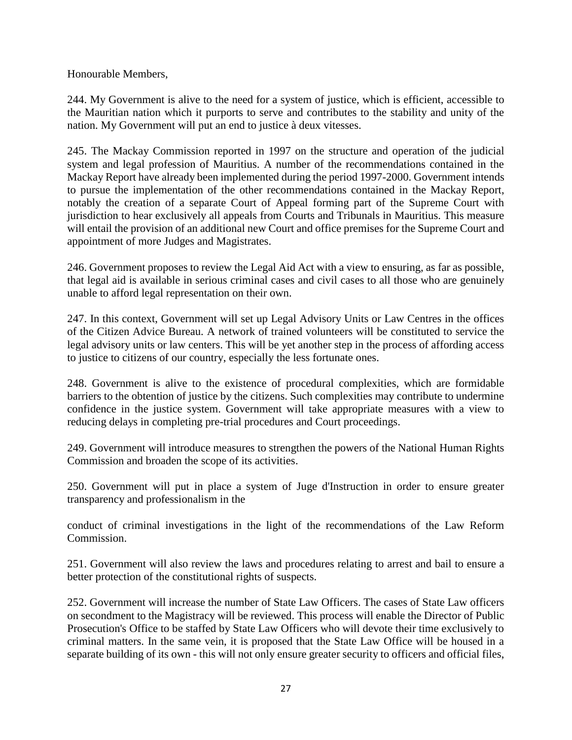Honourable Members,

244. My Government is alive to the need for a system of justice, which is efficient, accessible to the Mauritian nation which it purports to serve and contributes to the stability and unity of the nation. My Government will put an end to justice à deux vitesses.

245. The Mackay Commission reported in 1997 on the structure and operation of the judicial system and legal profession of Mauritius. A number of the recommendations contained in the Mackay Report have already been implemented during the period 1997-2000. Government intends to pursue the implementation of the other recommendations contained in the Mackay Report, notably the creation of a separate Court of Appeal forming part of the Supreme Court with jurisdiction to hear exclusively all appeals from Courts and Tribunals in Mauritius. This measure will entail the provision of an additional new Court and office premises for the Supreme Court and appointment of more Judges and Magistrates.

246. Government proposes to review the Legal Aid Act with a view to ensuring, as far as possible, that legal aid is available in serious criminal cases and civil cases to all those who are genuinely unable to afford legal representation on their own.

247. In this context, Government will set up Legal Advisory Units or Law Centres in the offices of the Citizen Advice Bureau. A network of trained volunteers will be constituted to service the legal advisory units or law centers. This will be yet another step in the process of affording access to justice to citizens of our country, especially the less fortunate ones.

248. Government is alive to the existence of procedural complexities, which are formidable barriers to the obtention of justice by the citizens. Such complexities may contribute to undermine confidence in the justice system. Government will take appropriate measures with a view to reducing delays in completing pre-trial procedures and Court proceedings.

249. Government will introduce measures to strengthen the powers of the National Human Rights Commission and broaden the scope of its activities.

250. Government will put in place a system of Juge d'Instruction in order to ensure greater transparency and professionalism in the conduct of criminal investigations in the light of the recommendations of the Law Reform Commission.

251. Government will also review the laws and procedures relating to arrest and bail to ensure a better protection of the constitutional rights of suspects.

252. Government will increase the number of State Law Officers. The cases of State Law officers on secondment to the Magistracy will be reviewed. This process will enable the Director of Public Prosecution's Office to be staffed by State Law Officers who will devote their time exclusively to criminal matters. In the same vein, it is proposed that the State Law Office will be housed in a separate building of its own - this will not only ensure greater security to officers and official files,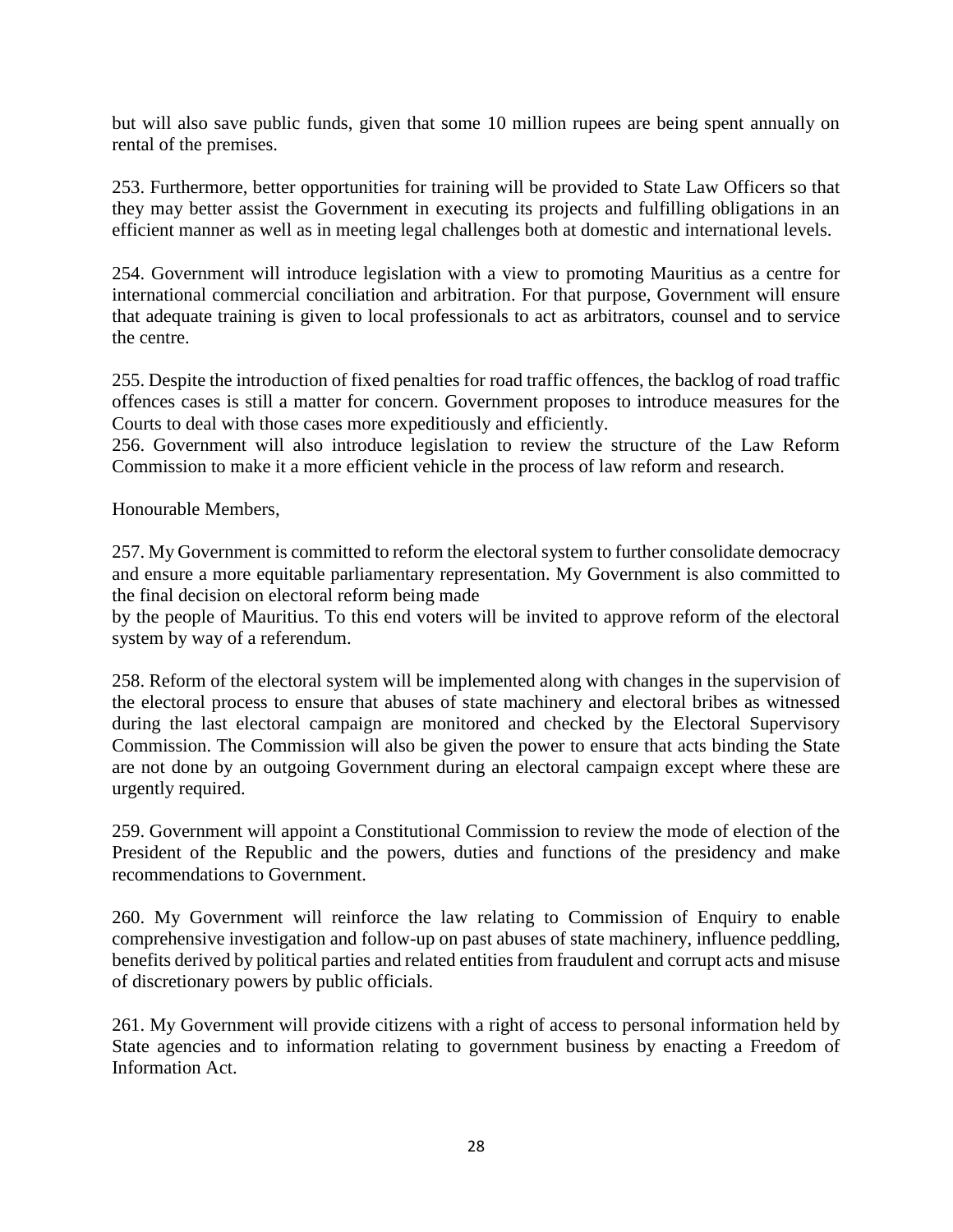but will also save public funds, given that some 10 million rupees are being spent annually on rental of the premises.

253. Furthermore, better opportunities for training will be provided to State Law Officers so that they may better assist the Government in executing its projects and fulfilling obligations in an efficient manner as well as in meeting legal challenges both at domestic and international levels.

254. Government will introduce legislation with a view to promoting Mauritius as a centre for international commercial conciliation and arbitration. For that purpose, Government will ensure that adequate training is given to local professionals to act as arbitrators, counsel and to service the centre.

255. Despite the introduction of fixed penalties for road traffic offences, the backlog of road traffic offences cases is still a matter for concern. Government proposes to introduce measures for the Courts to deal with those cases more expeditiously and efficiently.

256. Government will also introduce legislation to review the structure of the Law Reform Commission to make it a more efficient vehicle in the process of law reform and research.

Honourable Members,

257. My Government is committed to reform the electoral system to further consolidate democracy and ensure a more equitable parliamentary representation. My Government is also committed to the final decision on electoral reform being made by the people of Mauritius. To this end voters will be invited to approve reform of the electoral system by way of a referendum.

258. Reform of the electoral system will be implemented along with changes in the supervision of the electoral process to ensure that abuses of state machinery and electoral bribes as witnessed during the last electoral campaign are monitored and checked by the Electoral Supervisory Commission. The Commission will also be given the power to ensure that acts binding the State are not done by an outgoing Government during an electoral campaign except where these are urgently required.

259. Government will appoint a Constitutional Commission to review the mode of election of the President of the Republic and the powers, duties and functions of the presidency and make recommendations to Government.

260. My Government will reinforce the law relating to Commission of Enquiry to enable comprehensive investigation and follow-up on past abuses of state machinery, influence peddling, benefits derived by political parties and related entities from fraudulent and corrupt acts and misuse of discretionary powers by public officials.

261. My Government will provide citizens with a right of access to personal information held by State agencies and to information relating to government business by enacting a Freedom of Information Act.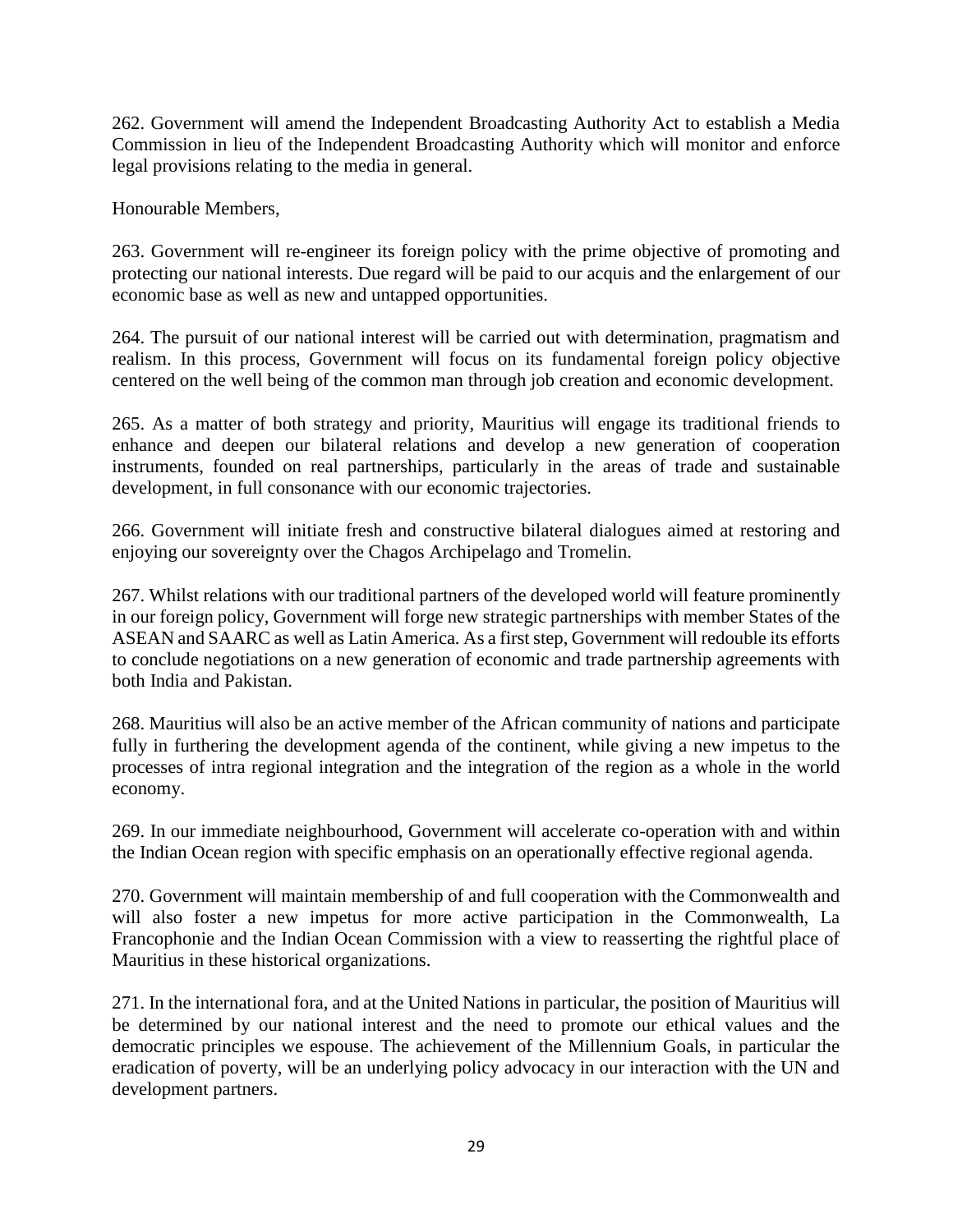262. Government will amend the Independent Broadcasting Authority Act to establish a Media Commission in lieu of the Independent Broadcasting Authority which will monitor and enforce legal provisions relating to the media in general.

Honourable Members,

263. Government will re-engineer its foreign policy with the prime objective of promoting and protecting our national interests. Due regard will be paid to our acquis and the enlargement of our economic base as well as new and untapped opportunities.

264. The pursuit of our national interest will be carried out with determination, pragmatism and realism. In this process, Government will focus on its fundamental foreign policy objective centered on the well being of the common man through job creation and economic development.

265. As a matter of both strategy and priority, Mauritius will engage its traditional friends to enhance and deepen our bilateral relations and develop a new generation of cooperation instruments, founded on real partnerships, particularly in the areas of trade and sustainable development, in full consonance with our economic trajectories.

266. Government will initiate fresh and constructive bilateral dialogues aimed at restoring and enjoying our sovereignty over the Chagos Archipelago and Tromelin.

267. Whilst relations with our traditional partners of the developed world will feature prominently in our foreign policy, Government will forge new strategic partnerships with member States of the ASEAN and SAARC as well as Latin America. As a first step, Government will redouble its efforts to conclude negotiations on a new generation of economic and trade partnership agreements with both India and Pakistan.

268. Mauritius will also be an active member of the African community of nations and participate fully in furthering the development agenda of the continent, while giving a new impetus to the processes of intra regional integration and the integration of the region as a whole in the world economy.

269. In our immediate neighbourhood, Government will accelerate co-operation with and within the Indian Ocean region with specific emphasis on an operationally effective regional agenda.

270. Government will maintain membership of and full cooperation with the Commonwealth and will also foster a new impetus for more active participation in the Commonwealth, La Francophonie and the Indian Ocean Commission with a view to reasserting the rightful place of Mauritius in these historical organizations.

271. In the international fora, and at the United Nations in particular, the position of Mauritius will be determined by our national interest and the need to promote our ethical values and the democratic principles we espouse. The achievement of the Millennium Goals, in particular the eradication of poverty, will be an underlying policy advocacy in our interaction with the UN and development partners.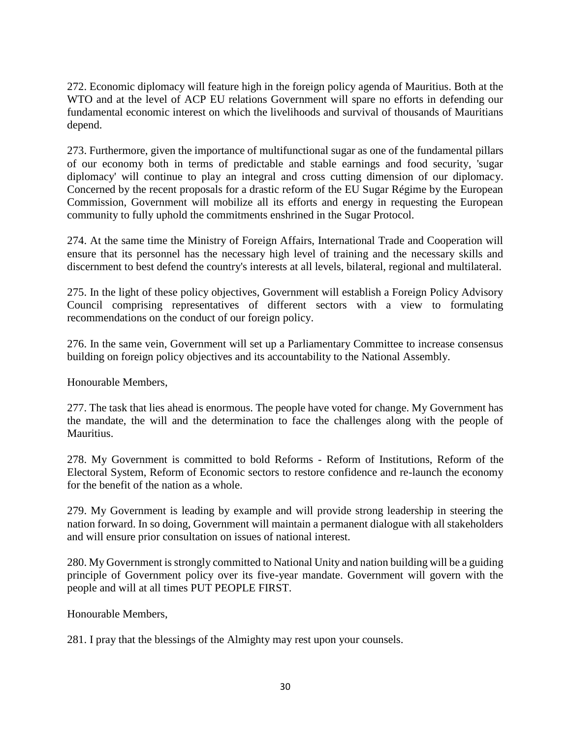272. Economic diplomacy will feature high in the foreign policy agenda of Mauritius. Both at the WTO and at the level of ACP EU relations Government will spare no efforts in defending our fundamental economic interest on which the livelihoods and survival of thousands of Mauritians depend.

273. Furthermore, given the importance of multifunctional sugar as one of the fundamental pillars of our economy both in terms of predictable and stable earnings and food security, 'sugar diplomacy' will continue to play an integral and cross cutting dimension of our diplomacy. Concerned by the recent proposals for a drastic reform of the EU Sugar Régime by the European Commission, Government will mobilize all its efforts and energy in requesting the European community to fully uphold the commitments enshrined in the Sugar Protocol.

274. At the same time the Ministry of Foreign Affairs, International Trade and Cooperation will ensure that its personnel has the necessary high level of training and the necessary skills and discernment to best defend the country's interests at all levels, bilateral, regional and multilateral.

275. In the light of these policy objectives, Government will establish a Foreign Policy Advisory Council comprising representatives of different sectors with a view to formulating recommendations on the conduct of our foreign policy.

276. In the same vein, Government will set up a Parliamentary Committee to increase consensus building on foreign policy objectives and its accountability to the National Assembly.

Honourable Members,

277. The task that lies ahead is enormous. The people have voted for change. My Government has the mandate, the will and the determination to face the challenges along with the people of Mauritius.

278. My Government is committed to bold Reforms - Reform of Institutions, Reform of the Electoral System, Reform of Economic sectors to restore confidence and re-launch the economy for the benefit of the nation as a whole.

279. My Government is leading by example and will provide strong leadership in steering the nation forward. In so doing, Government will maintain a permanent dialogue with all stakeholders and will ensure prior consultation on issues of national interest.

280. My Government is strongly committed to National Unity and nation building will be a guiding principle of Government policy over its five-year mandate. Government will govern with the people and will at all times PUT PEOPLE FIRST.

Honourable Members,

281. I pray that the blessings of the Almighty may rest upon your counsels.